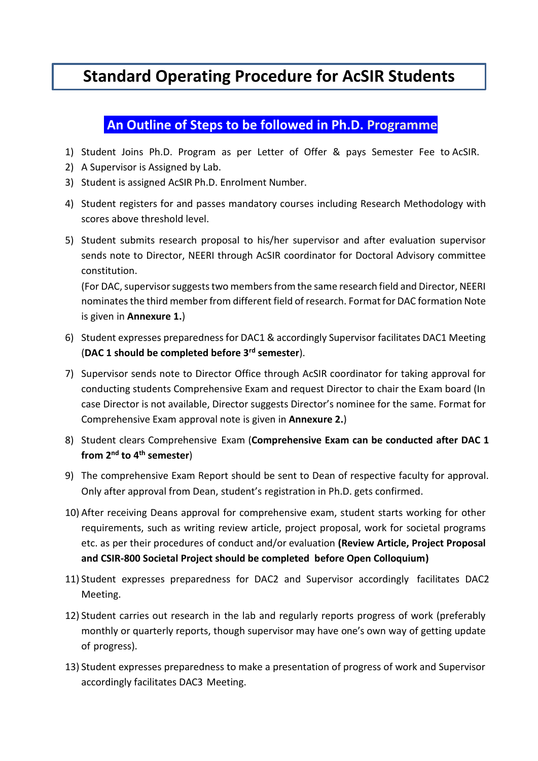# Standard Operating Procedure for AcSIR Students

## An Outline of Steps to be followed in Ph.D. Programme

1) Student Joins Ph.D. Program as per Letter of Offer & pays Semester Fee to AcSIR.
2) A Supervisor is Assigned by Lab.
3) Student is assigned AcSIR Ph.D. Enrolment Number.
4) Student registers for and passes mandatory courses including Research Methodology with scores above threshold level.
5) Student submits research proposal to his/her supervisor and after evaluation supervisor sends note to Director, NEERI through AcSIR coordinator for Doctoral Advisory committee constitution.

   (For DAC, supervisor suggests two members from the same research field and Director, NEERI nominates the third member from different field of research. Format for DAC formation Note is given in **Annexure 1.**)
6) Student expresses preparedness for DAC1 & accordingly Supervisor facilitates DAC1 Meeting (**DAC 1 should be completed before 3rd semester**).
7) Supervisor sends note to Director Office through AcSIR coordinator for taking approval for conducting students Comprehensive Exam and request Director to chair the Exam board (In case Director is not available, Director suggests Director's nominee for the same. Format for Comprehensive Exam approval note is given in **Annexure 2.**)
8) Student clears Comprehensive Exam (**Comprehensive Exam can be conducted after DAC 1 from 2nd to 4th semester**)
9) The comprehensive Exam Report should be sent to Dean of respective faculty for approval. Only after approval from Dean, student's registration in Ph.D. gets confirmed.
10) After receiving Deans approval for comprehensive exam, student starts working for other requirements, such as writing review article, project proposal, work for societal programs etc. as per their procedures of conduct and/or evaluation **(Review Article, Project Proposal and CSIR-800 Societal Project should be completed before Open Colloquium)**
11) Student expresses preparedness for DAC2 and Supervisor accordingly facilitates DAC2 Meeting.
12) Student carries out research in the lab and regularly reports progress of work (preferably monthly or quarterly reports, though supervisor may have one's own way of getting update of progress).
13) Student expresses preparedness to make a presentation of progress of work and Supervisor accordingly facilitates DAC3 Meeting.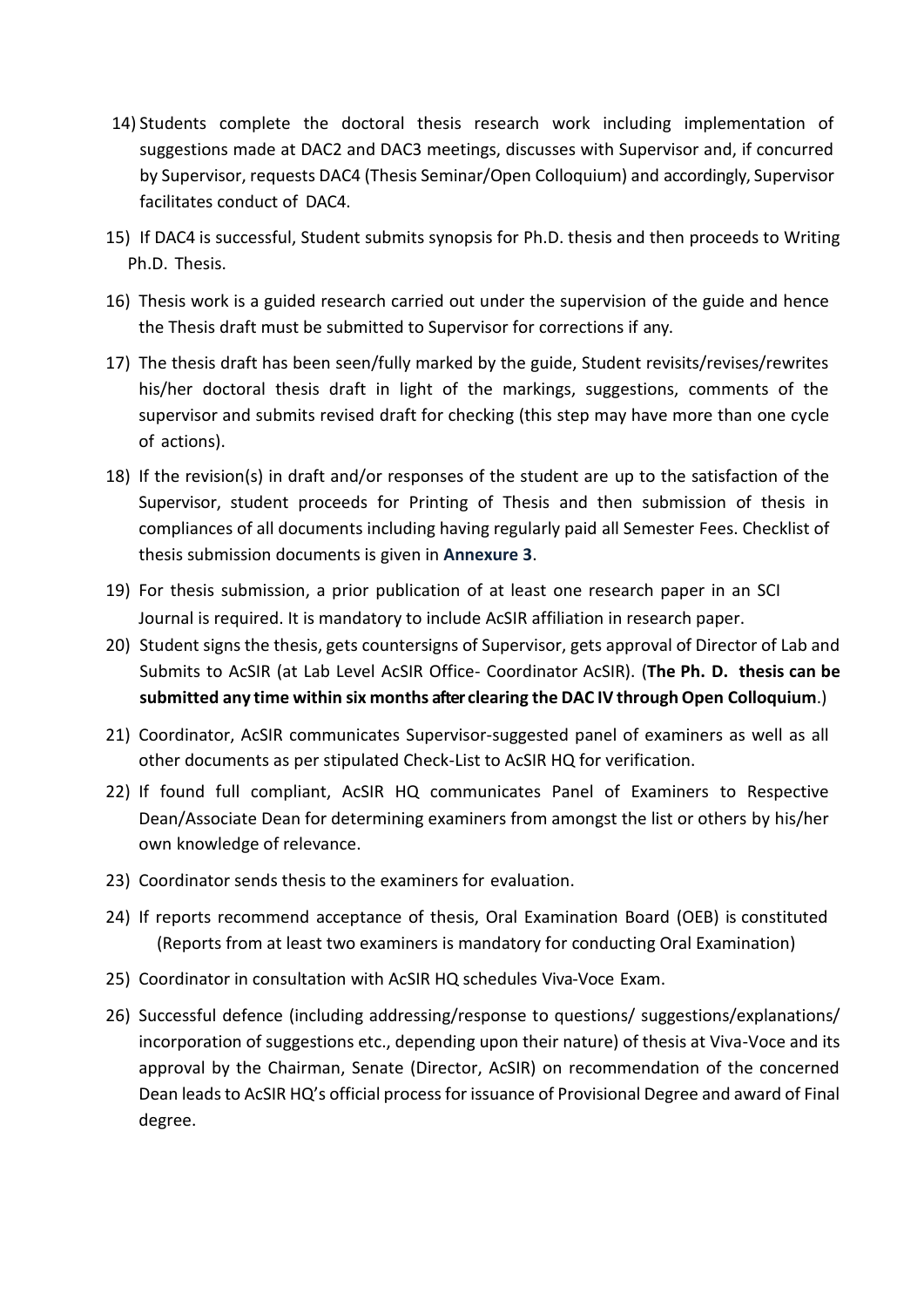14) Students complete the doctoral thesis research work including implementation of suggestions made at DAC2 and DAC3 meetings, discusses with Supervisor and, if concurred by Supervisor, requests DAC4 (Thesis Seminar/Open Colloquium) and accordingly, Supervisor facilitates conduct of DAC4.

15) If DAC4 is successful, Student submits synopsis for Ph.D. thesis and then proceeds to Writing Ph.D. Thesis.

16) Thesis work is a guided research carried out under the supervision of the guide and hence the Thesis draft must be submitted to Supervisor for corrections if any.

17) The thesis draft has been seen/fully marked by the guide, Student revisits/revises/rewrites his/her doctoral thesis draft in light of the markings, suggestions, comments of the supervisor and submits revised draft for checking (this step may have more than one cycle of actions).

18) If the revision(s) in draft and/or responses of the student are up to the satisfaction of the Supervisor, student proceeds for Printing of Thesis and then submission of thesis in compliances of all documents including having regularly paid all Semester Fees. Checklist of thesis submission documents is given in **Annexure 3**.

19) For thesis submission, a prior publication of at least one research paper in an SCI Journal is required. It is mandatory to include AcSIR affiliation in research paper.

20) Student signs the thesis, gets countersigns of Supervisor, gets approval of Director of Lab and Submits to AcSIR (at Lab Level AcSIR Office- Coordinator AcSIR). (**The Ph. D. thesis can be submitted any time within six months after clearing the DAC IV through Open Colloquium**.)

21) Coordinator, AcSIR communicates Supervisor-suggested panel of examiners as well as all other documents as per stipulated Check-List to AcSIR HQ for verification.

22) If found full compliant, AcSIR HQ communicates Panel of Examiners to Respective Dean/Associate Dean for determining examiners from amongst the list or others by his/her own knowledge of relevance.

23) Coordinator sends thesis to the examiners for evaluation.

24) If reports recommend acceptance of thesis, Oral Examination Board (OEB) is constituted (Reports from at least two examiners is mandatory for conducting Oral Examination)

25) Coordinator in consultation with AcSIR HQ schedules Viva-Voce Exam.

26) Successful defence (including addressing/response to questions/ suggestions/explanations/ incorporation of suggestions etc., depending upon their nature) of thesis at Viva-Voce and its approval by the Chairman, Senate (Director, AcSIR) on recommendation of the concerned Dean leads to AcSIR HQ's official process for issuance of Provisional Degree and award of Final degree.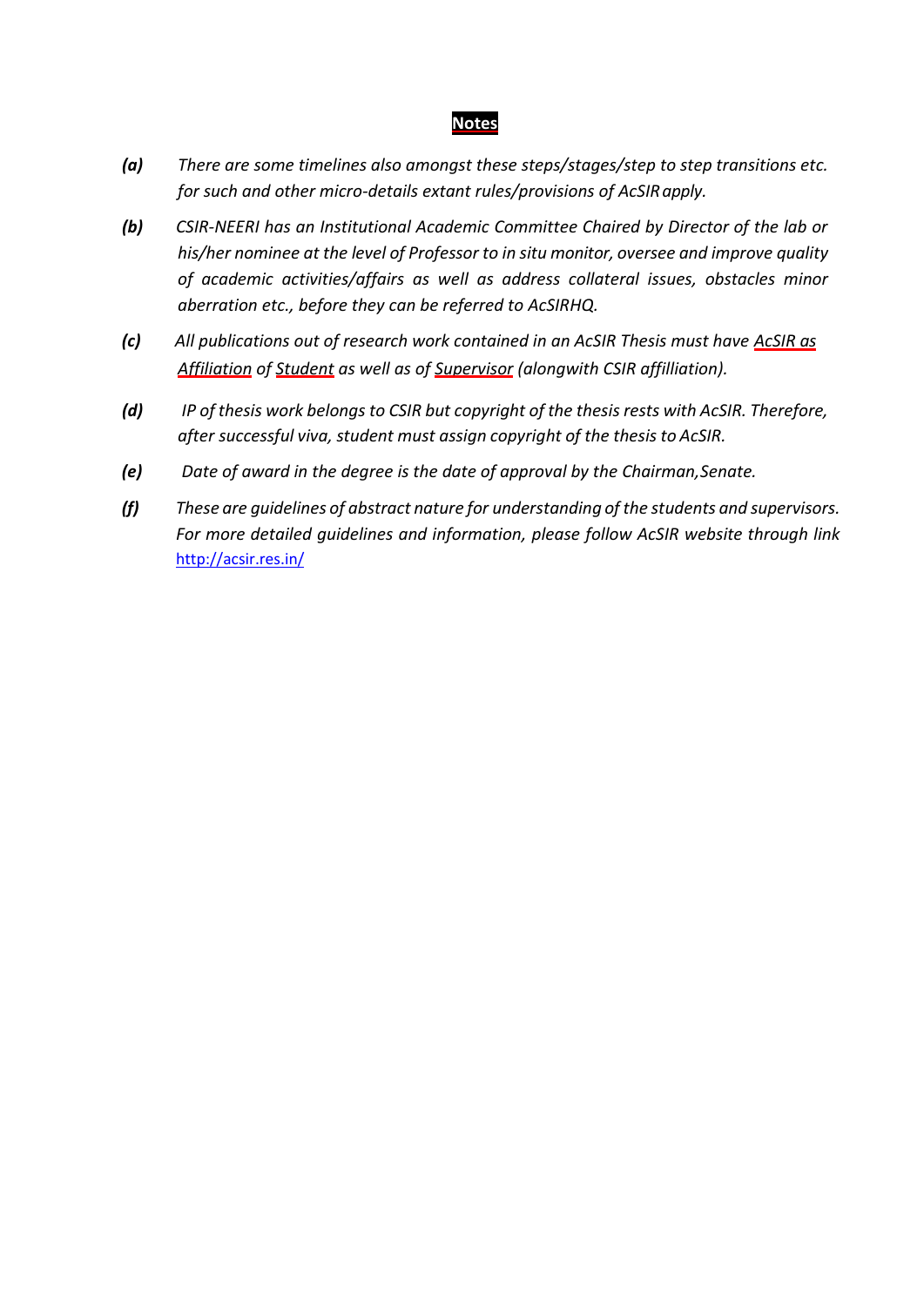## Notes

*(a)* *There are some timelines also amongst these steps/stages/step to step transitions etc. for such and other micro-details extant rules/provisions of AcSIR apply.*

*(b)* *CSIR-NEERI has an Institutional Academic Committee Chaired by Director of the lab or his/her nominee at the level of Professor to in situ monitor, oversee and improve quality of academic activities/affairs as well as address collateral issues, obstacles minor aberration etc., before they can be referred to AcSIRHQ.*

*(c)* *All publications out of research work contained in an AcSIR Thesis must have <u>AcSIR as Affiliation</u> of <u>Student</u> as well as of <u>Supervisor</u> (alongwith CSIR affilliation).*

*(d)* *IP of thesis work belongs to CSIR but copyright of the thesis rests with AcSIR. Therefore, after successful viva, student must assign copyright of the thesis to AcSIR.*

*(e)* *Date of award in the degree is the date of approval by the Chairman, Senate.*

*(f)* *These are guidelines of abstract nature for understanding of the students and supervisors. For more detailed guidelines and information, please follow AcSIR website through link* http://acsir.res.in/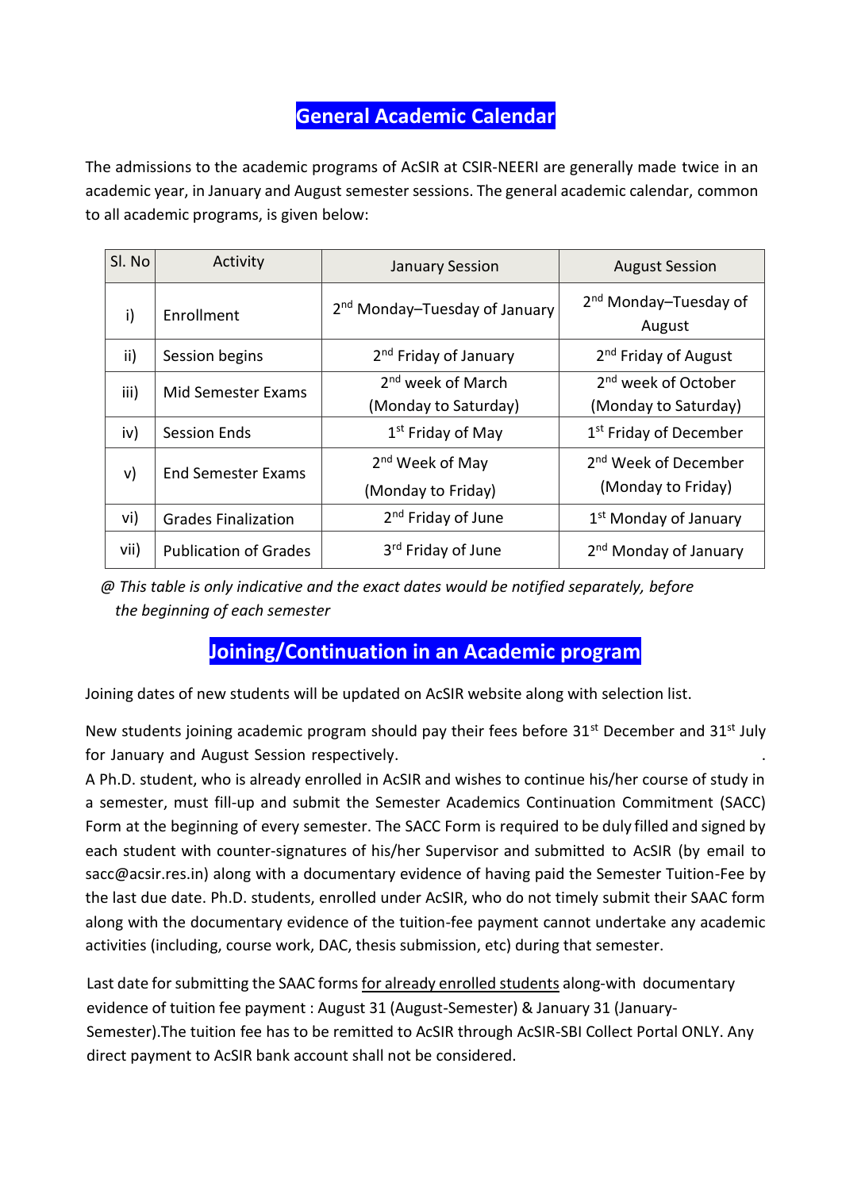# General Academic Calendar

The admissions to the academic programs of AcSIR at CSIR-NEERI are generally made twice in an academic year, in January and August semester sessions. The general academic calendar, common to all academic programs, is given below:

| Sl. No | Activity | January Session | August Session |
|---|---|---|---|
| i) | Enrollment | 2nd Monday–Tuesday of January | 2nd Monday–Tuesday of August |
| ii) | Session begins | 2nd Friday of January | 2nd Friday of August |
| iii) | Mid Semester Exams | 2nd week of March (Monday to Saturday) | 2nd week of October (Monday to Saturday) |
| iv) | Session Ends | 1st Friday of May | 1st Friday of December |
| v) | End Semester Exams | 2nd Week of May (Monday to Friday) | 2nd Week of December (Monday to Friday) |
| vi) | Grades Finalization | 2nd Friday of June | 1st Monday of January |
| vii) | Publication of Grades | 3rd Friday of June | 2nd Monday of January |

*@ This table is only indicative and the exact dates would be notified separately, before the beginning of each semester*

# Joining/Continuation in an Academic program

Joining dates of new students will be updated on AcSIR website along with selection list.

New students joining academic program should pay their fees before 31st December and 31st July for January and August Session respectively.

A Ph.D. student, who is already enrolled in AcSIR and wishes to continue his/her course of study in a semester, must fill-up and submit the Semester Academics Continuation Commitment (SACC) Form at the beginning of every semester. The SACC Form is required to be duly filled and signed by each student with counter-signatures of his/her Supervisor and submitted to AcSIR (by email to sacc@acsir.res.in) along with a documentary evidence of having paid the Semester Tuition-Fee by the last due date. Ph.D. students, enrolled under AcSIR, who do not timely submit their SAAC form along with the documentary evidence of the tuition-fee payment cannot undertake any academic activities (including, course work, DAC, thesis submission, etc) during that semester.

Last date for submitting the SAAC forms for already enrolled students along-with documentary evidence of tuition fee payment : August 31 (August-Semester) & January 31 (January-Semester).The tuition fee has to be remitted to AcSIR through AcSIR-SBI Collect Portal ONLY. Any direct payment to AcSIR bank account shall not be considered.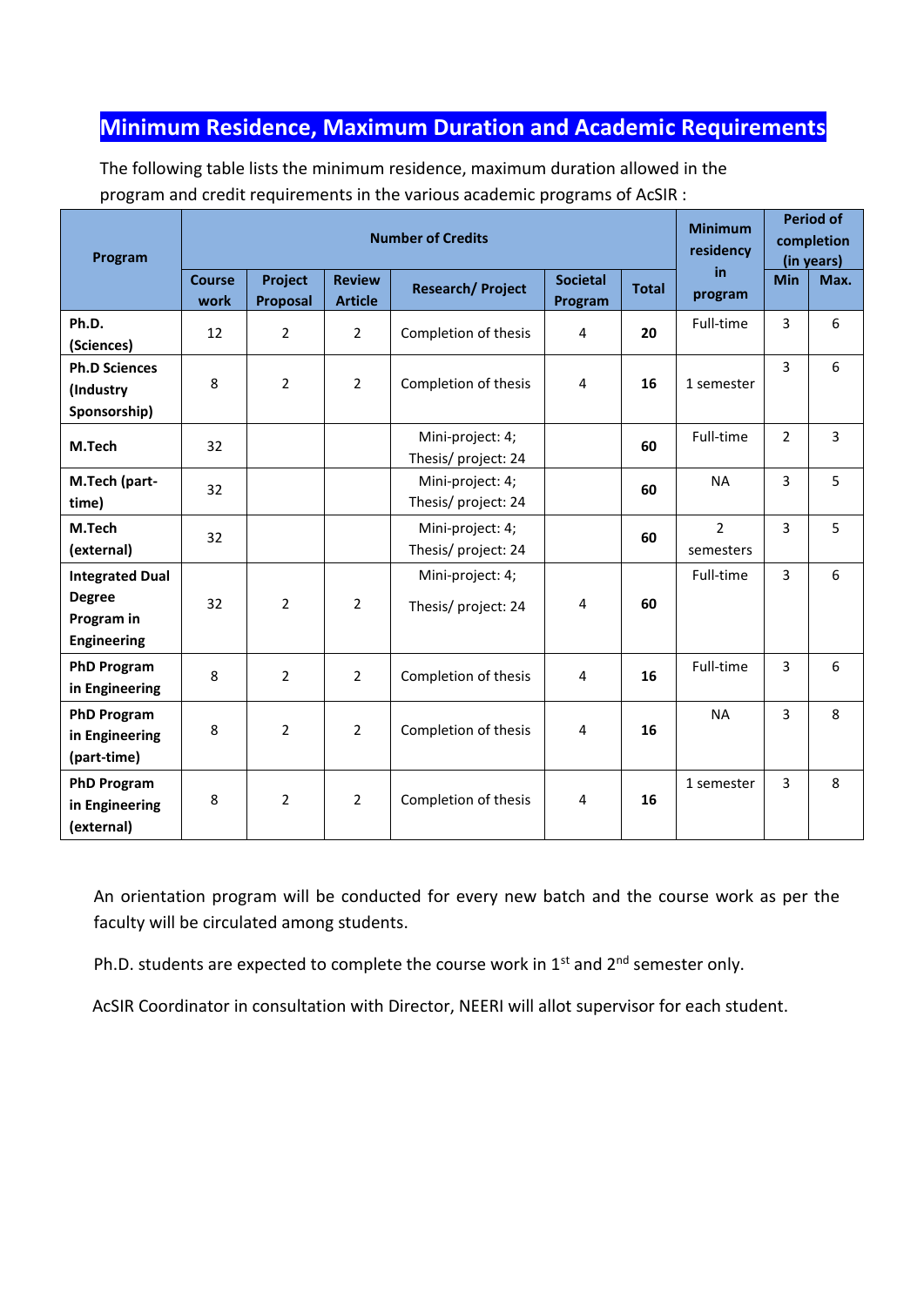## Minimum Residence, Maximum Duration and Academic Requirements

The following table lists the minimum residence, maximum duration allowed in the program and credit requirements in the various academic programs of AcSIR :

| Program | Number of Credits | | | | | | Minimum residency in program | Period of completion (in years) | |
|---|---|---|---|---|---|---|---|---|---|
| | Course work | Project Proposal | Review Article | Research/ Project | Societal Program | Total | | Min | Max. |
| **Ph.D. (Sciences)** | 12 | 2 | 2 | Completion of thesis | 4 | **20** | Full-time | 3 | 6 |
| **Ph.D Sciences (Industry Sponsorship)** | 8 | 2 | 2 | Completion of thesis | 4 | **16** | 1 semester | 3 | 6 |
| **M.Tech** | 32 | | | Mini-project: 4; Thesis/ project: 24 | | **60** | Full-time | 2 | 3 |
| **M.Tech (part-time)** | 32 | | | Mini-project: 4; Thesis/ project: 24 | | **60** | NA | 3 | 5 |
| **M.Tech (external)** | 32 | | | Mini-project: 4; Thesis/ project: 24 | | **60** | 2 semesters | 3 | 5 |
| **Integrated Dual Degree Program in Engineering** | 32 | 2 | 2 | Mini-project: 4; Thesis/ project: 24 | 4 | **60** | Full-time | 3 | 6 |
| **PhD Program in Engineering** | 8 | 2 | 2 | Completion of thesis | 4 | **16** | Full-time | 3 | 6 |
| **PhD Program in Engineering (part-time)** | 8 | 2 | 2 | Completion of thesis | 4 | **16** | NA | 3 | 8 |
| **PhD Program in Engineering (external)** | 8 | 2 | 2 | Completion of thesis | 4 | **16** | 1 semester | 3 | 8 |

An orientation program will be conducted for every new batch and the course work as per the faculty will be circulated among students.

Ph.D. students are expected to complete the course work in 1st and 2nd semester only.

AcSIR Coordinator in consultation with Director, NEERI will allot supervisor for each student.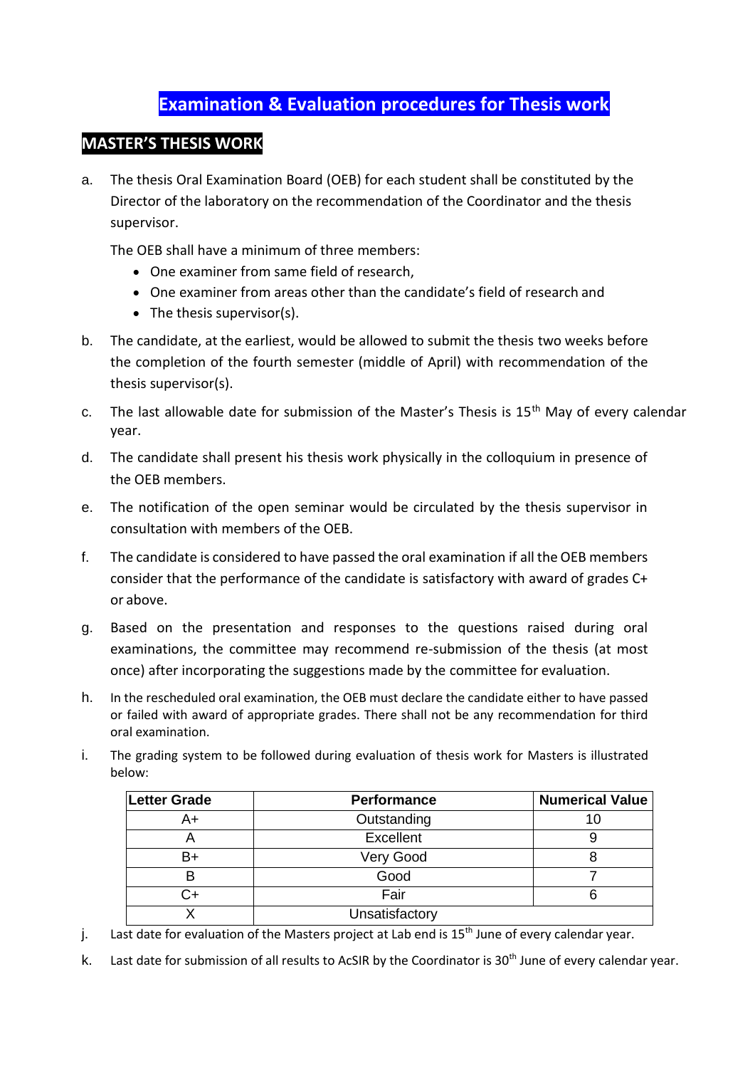# Examination & Evaluation procedures for Thesis work

## MASTER'S THESIS WORK

a. The thesis Oral Examination Board (OEB) for each student shall be constituted by the Director of the laboratory on the recommendation of the Coordinator and the thesis supervisor.

   The OEB shall have a minimum of three members:
   - One examiner from same field of research,
   - One examiner from areas other than the candidate's field of research and
   - The thesis supervisor(s).

b. The candidate, at the earliest, would be allowed to submit the thesis two weeks before the completion of the fourth semester (middle of April) with recommendation of the thesis supervisor(s).

c. The last allowable date for submission of the Master's Thesis is 15th May of every calendar year.

d. The candidate shall present his thesis work physically in the colloquium in presence of the OEB members.

e. The notification of the open seminar would be circulated by the thesis supervisor in consultation with members of the OEB.

f. The candidate is considered to have passed the oral examination if all the OEB members consider that the performance of the candidate is satisfactory with award of grades C+ or above.

g. Based on the presentation and responses to the questions raised during oral examinations, the committee may recommend re-submission of the thesis (at most once) after incorporating the suggestions made by the committee for evaluation.

h. In the rescheduled oral examination, the OEB must declare the candidate either to have passed or failed with award of appropriate grades. There shall not be any recommendation for third oral examination.

i. The grading system to be followed during evaluation of thesis work for Masters is illustrated below:

| Letter Grade | Performance | Numerical Value |
|---|---|---|
| A+ | Outstanding | 10 |
| A | Excellent | 9 |
| B+ | Very Good | 8 |
| B | Good | 7 |
| C+ | Fair | 6 |
| X | Unsatisfactory | |

j. Last date for evaluation of the Masters project at Lab end is 15th June of every calendar year.

k. Last date for submission of all results to AcSIR by the Coordinator is 30th June of every calendar year.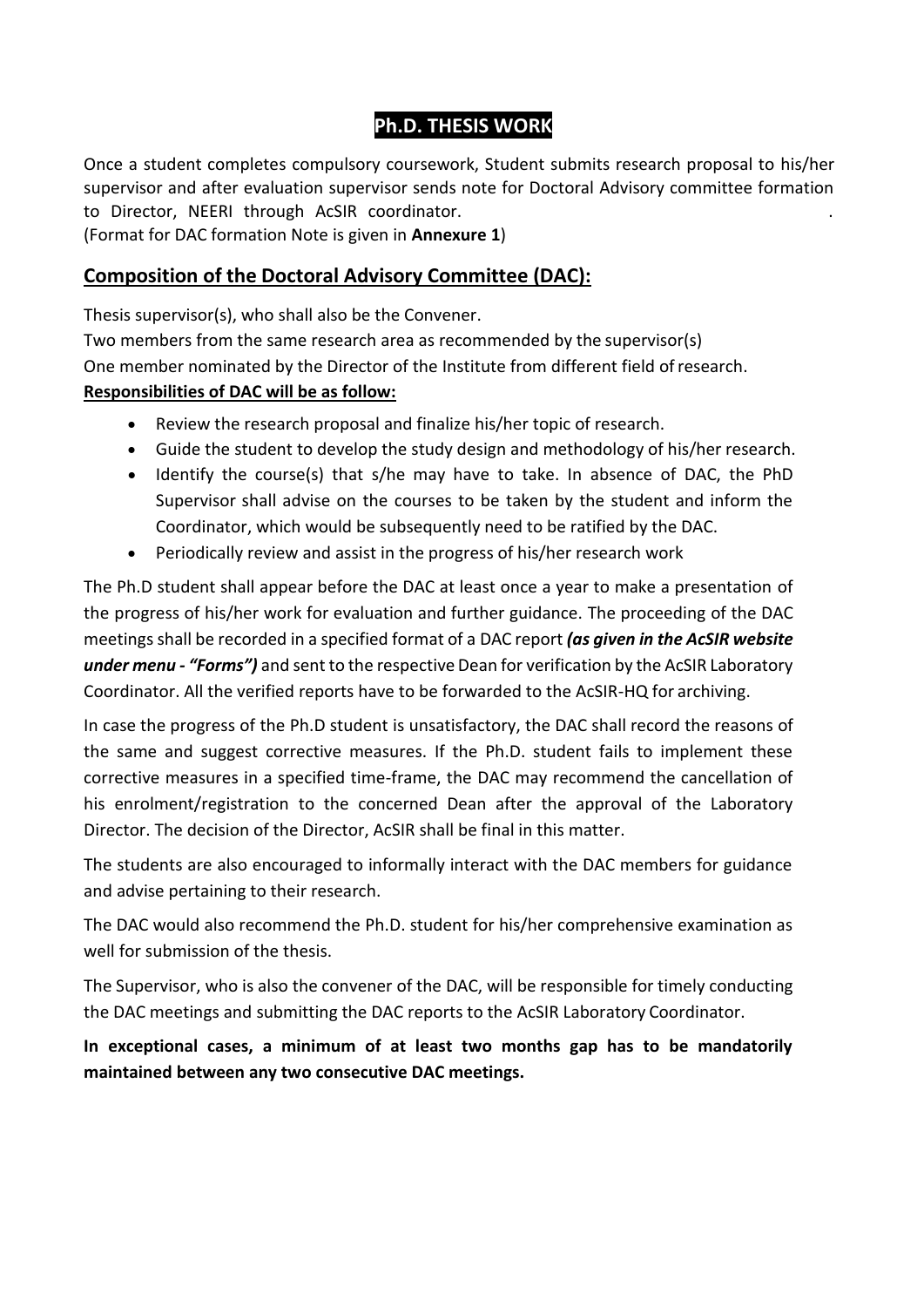# Ph.D. THESIS WORK

Once a student completes compulsory coursework, Student submits research proposal to his/her supervisor and after evaluation supervisor sends note for Doctoral Advisory committee formation to Director, NEERI through AcSIR coordinator. .
(Format for DAC formation Note is given in **Annexure 1**)

## Composition of the Doctoral Advisory Committee (DAC):

Thesis supervisor(s), who shall also be the Convener.
Two members from the same research area as recommended by the supervisor(s)
One member nominated by the Director of the Institute from different field of research.

**Responsibilities of DAC will be as follow:**

- Review the research proposal and finalize his/her topic of research.
- Guide the student to develop the study design and methodology of his/her research.
- Identify the course(s) that s/he may have to take. In absence of DAC, the PhD Supervisor shall advise on the courses to be taken by the student and inform the Coordinator, which would be subsequently need to be ratified by the DAC.
- Periodically review and assist in the progress of his/her research work

The Ph.D student shall appear before the DAC at least once a year to make a presentation of the progress of his/her work for evaluation and further guidance. The proceeding of the DAC meetings shall be recorded in a specified format of a DAC report ***(as given in the AcSIR website under menu - "Forms")*** and sent to the respective Dean for verification by the AcSIR Laboratory Coordinator. All the verified reports have to be forwarded to the AcSIR-HQ for archiving.

In case the progress of the Ph.D student is unsatisfactory, the DAC shall record the reasons of the same and suggest corrective measures. If the Ph.D. student fails to implement these corrective measures in a specified time-frame, the DAC may recommend the cancellation of his enrolment/registration to the concerned Dean after the approval of the Laboratory Director. The decision of the Director, AcSIR shall be final in this matter.

The students are also encouraged to informally interact with the DAC members for guidance and advise pertaining to their research.

The DAC would also recommend the Ph.D. student for his/her comprehensive examination as well for submission of the thesis.

The Supervisor, who is also the convener of the DAC, will be responsible for timely conducting the DAC meetings and submitting the DAC reports to the AcSIR Laboratory Coordinator.

**In exceptional cases, a minimum of at least two months gap has to be mandatorily maintained between any two consecutive DAC meetings.**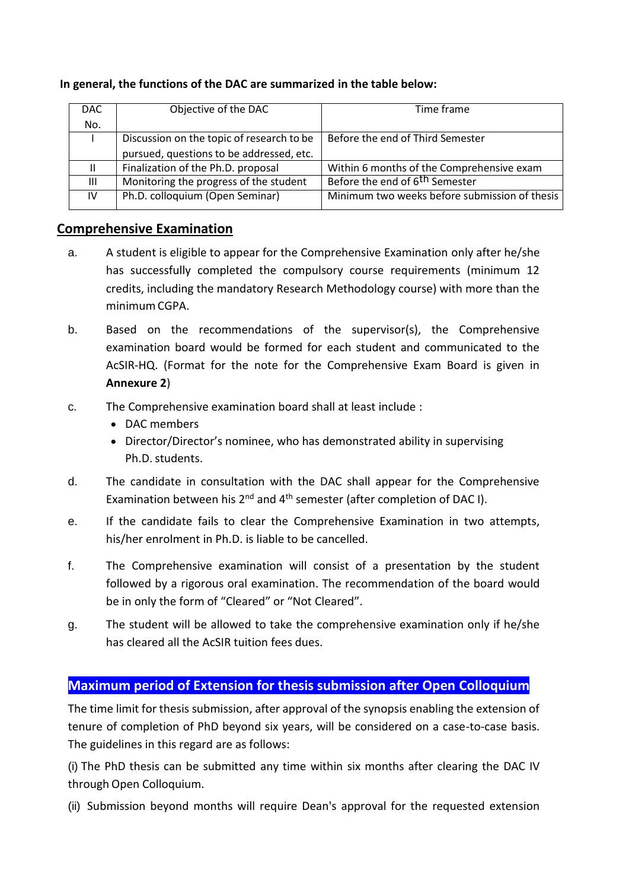**In general, the functions of the DAC are summarized in the table below:**

| DAC No. | Objective of the DAC | Time frame |
|---|---|---|
| I | Discussion on the topic of research to be pursued, questions to be addressed, etc. | Before the end of Third Semester |
| II | Finalization of the Ph.D. proposal | Within 6 months of the Comprehensive exam |
| III | Monitoring the progress of the student | Before the end of 6th Semester |
| IV | Ph.D. colloquium (Open Seminar) | Minimum two weeks before submission of thesis |

## Comprehensive Examination

a. A student is eligible to appear for the Comprehensive Examination only after he/she has successfully completed the compulsory course requirements (minimum 12 credits, including the mandatory Research Methodology course) with more than the minimum CGPA.

b. Based on the recommendations of the supervisor(s), the Comprehensive examination board would be formed for each student and communicated to the AcSIR-HQ. (Format for the note for the Comprehensive Exam Board is given in **Annexure 2**)

c. The Comprehensive examination board shall at least include :
   - DAC members
   - Director/Director's nominee, who has demonstrated ability in supervising Ph.D. students.

d. The candidate in consultation with the DAC shall appear for the Comprehensive Examination between his 2nd and 4th semester (after completion of DAC I).

e. If the candidate fails to clear the Comprehensive Examination in two attempts, his/her enrolment in Ph.D. is liable to be cancelled.

f. The Comprehensive examination will consist of a presentation by the student followed by a rigorous oral examination. The recommendation of the board would be in only the form of "Cleared" or "Not Cleared".

g. The student will be allowed to take the comprehensive examination only if he/she has cleared all the AcSIR tuition fees dues.

## Maximum period of Extension for thesis submission after Open Colloquium

The time limit for thesis submission, after approval of the synopsis enabling the extension of tenure of completion of PhD beyond six years, will be considered on a case-to-case basis. The guidelines in this regard are as follows:

(i) The PhD thesis can be submitted any time within six months after clearing the DAC IV through Open Colloquium.

(ii) Submission beyond months will require Dean's approval for the requested extension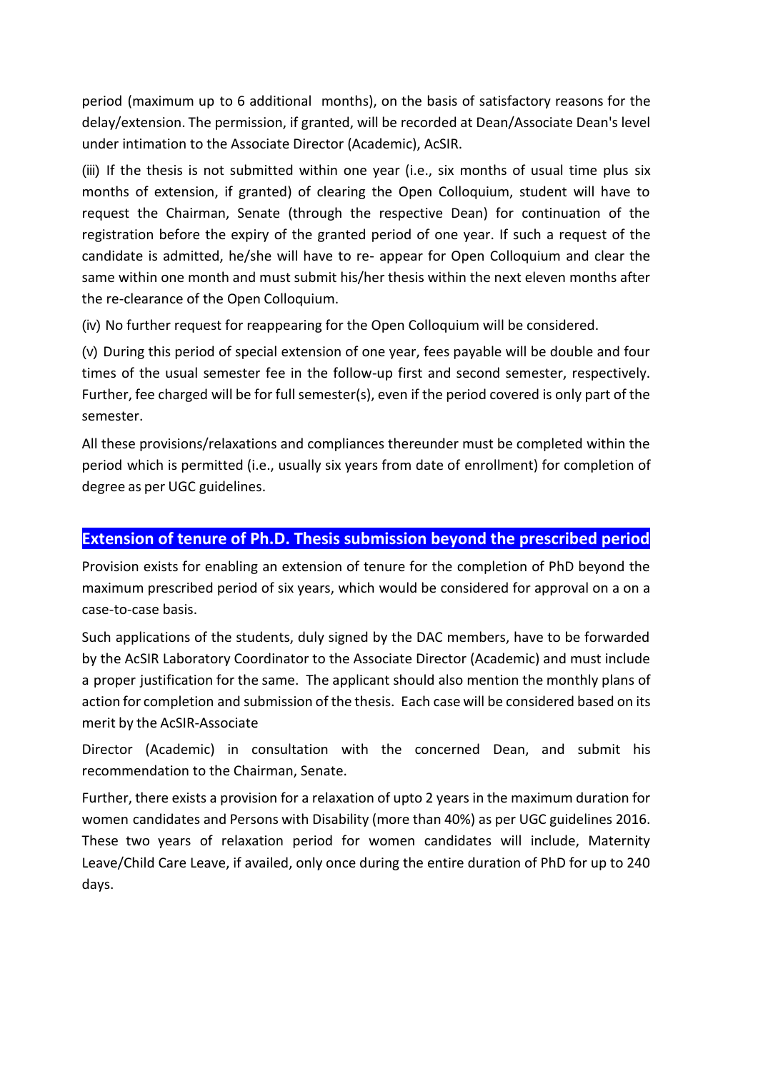period (maximum up to 6 additional months), on the basis of satisfactory reasons for the delay/extension. The permission, if granted, will be recorded at Dean/Associate Dean's level under intimation to the Associate Director (Academic), AcSIR.

(iii) If the thesis is not submitted within one year (i.e., six months of usual time plus six months of extension, if granted) of clearing the Open Colloquium, student will have to request the Chairman, Senate (through the respective Dean) for continuation of the registration before the expiry of the granted period of one year. If such a request of the candidate is admitted, he/she will have to re- appear for Open Colloquium and clear the same within one month and must submit his/her thesis within the next eleven months after the re-clearance of the Open Colloquium.

(iv) No further request for reappearing for the Open Colloquium will be considered.

(v) During this period of special extension of one year, fees payable will be double and four times of the usual semester fee in the follow-up first and second semester, respectively. Further, fee charged will be for full semester(s), even if the period covered is only part of the semester.

All these provisions/relaxations and compliances thereunder must be completed within the period which is permitted (i.e., usually six years from date of enrollment) for completion of degree as per UGC guidelines.

## Extension of tenure of Ph.D. Thesis submission beyond the prescribed period

Provision exists for enabling an extension of tenure for the completion of PhD beyond the maximum prescribed period of six years, which would be considered for approval on a on a case-to-case basis.

Such applications of the students, duly signed by the DAC members, have to be forwarded by the AcSIR Laboratory Coordinator to the Associate Director (Academic) and must include a proper justification for the same. The applicant should also mention the monthly plans of action for completion and submission of the thesis. Each case will be considered based on its merit by the AcSIR-Associate

Director (Academic) in consultation with the concerned Dean, and submit his recommendation to the Chairman, Senate.

Further, there exists a provision for a relaxation of upto 2 years in the maximum duration for women candidates and Persons with Disability (more than 40%) as per UGC guidelines 2016. These two years of relaxation period for women candidates will include, Maternity Leave/Child Care Leave, if availed, only once during the entire duration of PhD for up to 240 days.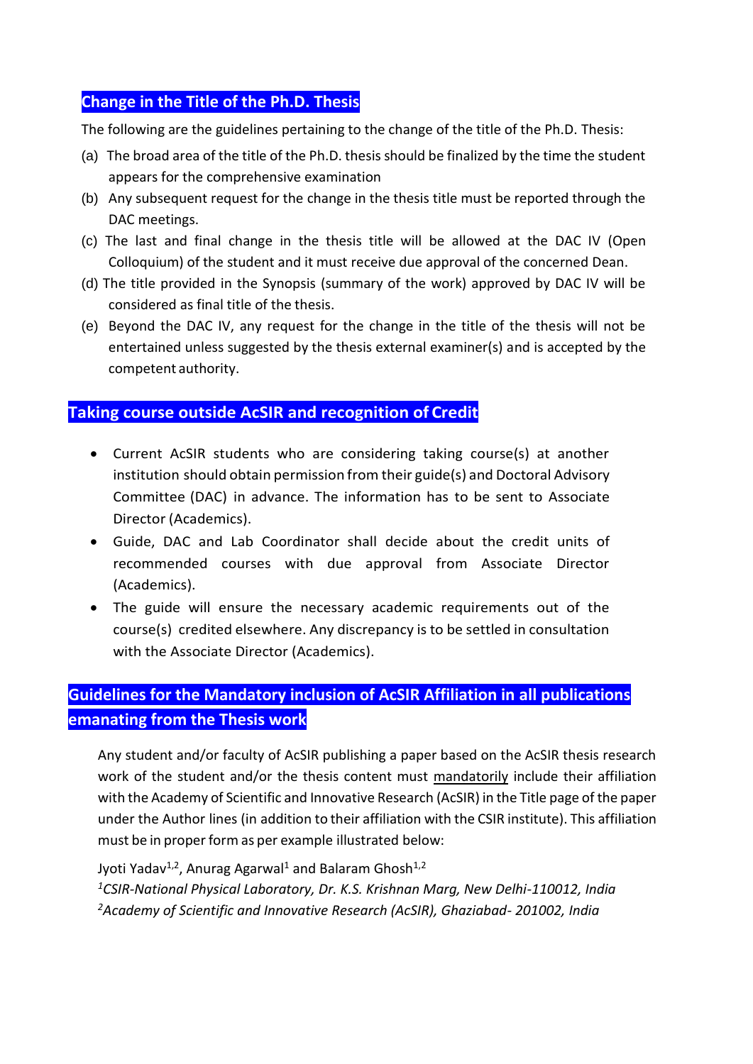## Change in the Title of the Ph.D. Thesis

The following are the guidelines pertaining to the change of the title of the Ph.D. Thesis:

(a) The broad area of the title of the Ph.D. thesis should be finalized by the time the student appears for the comprehensive examination

(b) Any subsequent request for the change in the thesis title must be reported through the DAC meetings.

(c) The last and final change in the thesis title will be allowed at the DAC IV (Open Colloquium) of the student and it must receive due approval of the concerned Dean.

(d) The title provided in the Synopsis (summary of the work) approved by DAC IV will be considered as final title of the thesis.

(e) Beyond the DAC IV, any request for the change in the title of the thesis will not be entertained unless suggested by the thesis external examiner(s) and is accepted by the competent authority.

## Taking course outside AcSIR and recognition of Credit

- Current AcSIR students who are considering taking course(s) at another institution should obtain permission from their guide(s) and Doctoral Advisory Committee (DAC) in advance. The information has to be sent to Associate Director (Academics).
- Guide, DAC and Lab Coordinator shall decide about the credit units of recommended courses with due approval from Associate Director (Academics).
- The guide will ensure the necessary academic requirements out of the course(s) credited elsewhere. Any discrepancy is to be settled in consultation with the Associate Director (Academics).

## Guidelines for the Mandatory inclusion of AcSIR Affiliation in all publications emanating from the Thesis work

Any student and/or faculty of AcSIR publishing a paper based on the AcSIR thesis research work of the student and/or the thesis content must mandatorily include their affiliation with the Academy of Scientific and Innovative Research (AcSIR) in the Title page of the paper under the Author lines (in addition to their affiliation with the CSIR institute). This affiliation must be in proper form as per example illustrated below:

Jyoti Yadav[1,2], Anurag Agarwal[1] and Balaram Ghosh[1,2]
[1]*CSIR-National Physical Laboratory, Dr. K.S. Krishnan Marg, New Delhi-110012, India*
[2]*Academy of Scientific and Innovative Research (AcSIR), Ghaziabad- 201002, India*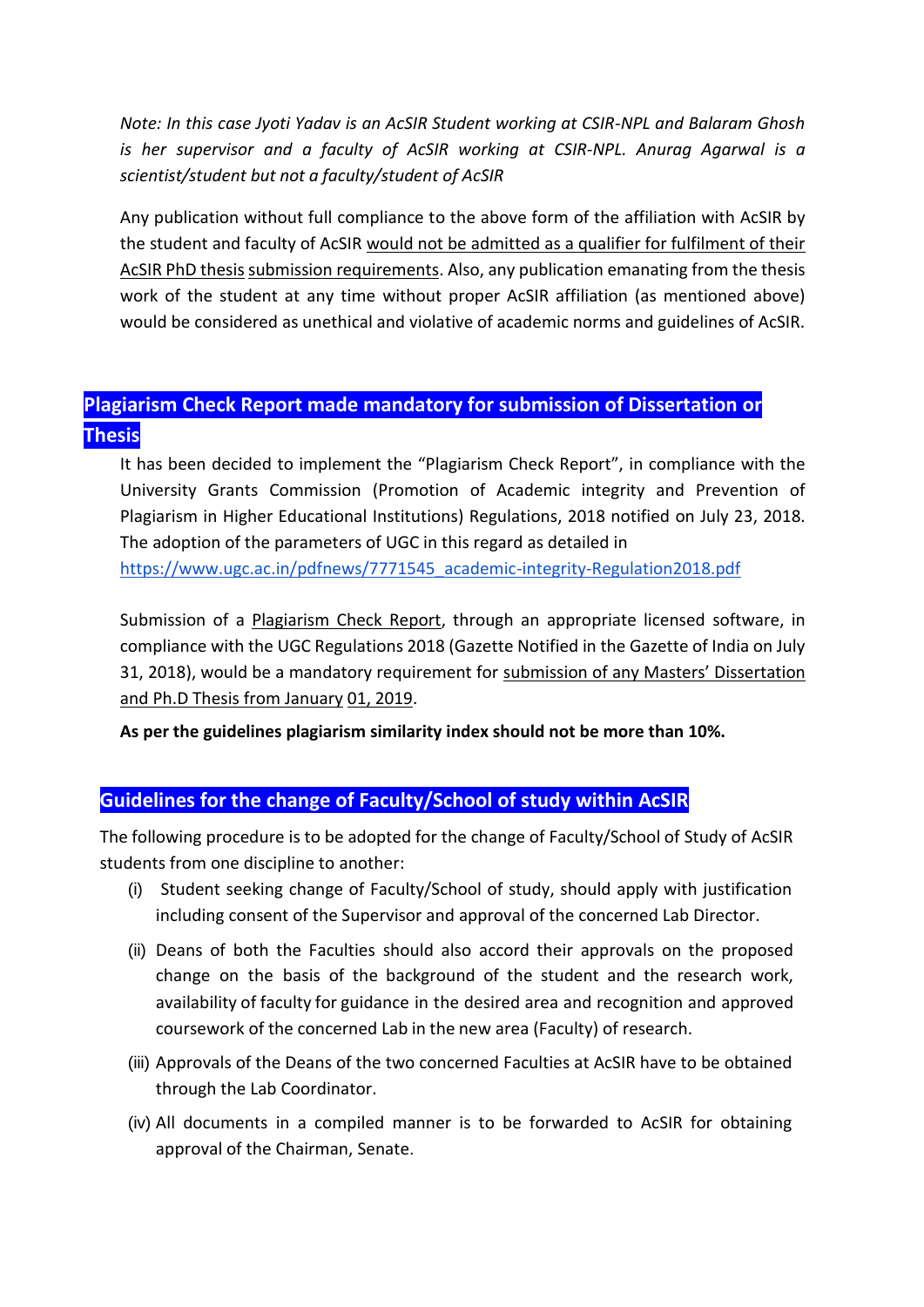*Note: In this case Jyoti Yadav is an AcSIR Student working at CSIR-NPL and Balaram Ghosh is her supervisor and a faculty of AcSIR working at CSIR-NPL. Anurag Agarwal is a scientist/student but not a faculty/student of AcSIR*

Any publication without full compliance to the above form of the affiliation with AcSIR by the student and faculty of AcSIR would not be admitted as a qualifier for fulfilment of their AcSIR PhD thesis submission requirements. Also, any publication emanating from the thesis work of the student at any time without proper AcSIR affiliation (as mentioned above) would be considered as unethical and violative of academic norms and guidelines of AcSIR.

## Plagiarism Check Report made mandatory for submission of Dissertation or Thesis

It has been decided to implement the "Plagiarism Check Report", in compliance with the University Grants Commission (Promotion of Academic integrity and Prevention of Plagiarism in Higher Educational Institutions) Regulations, 2018 notified on July 23, 2018. The adoption of the parameters of UGC in this regard as detailed in https://www.ugc.ac.in/pdfnews/7771545_academic-integrity-Regulation2018.pdf

Submission of a Plagiarism Check Report, through an appropriate licensed software, in compliance with the UGC Regulations 2018 (Gazette Notified in the Gazette of India on July 31, 2018), would be a mandatory requirement for submission of any Masters' Dissertation and Ph.D Thesis from January 01, 2019.

**As per the guidelines plagiarism similarity index should not be more than 10%.**

## Guidelines for the change of Faculty/School of study within AcSIR

The following procedure is to be adopted for the change of Faculty/School of Study of AcSIR students from one discipline to another:

(i) Student seeking change of Faculty/School of study, should apply with justification including consent of the Supervisor and approval of the concerned Lab Director.

(ii) Deans of both the Faculties should also accord their approvals on the proposed change on the basis of the background of the student and the research work, availability of faculty for guidance in the desired area and recognition and approved coursework of the concerned Lab in the new area (Faculty) of research.

(iii) Approvals of the Deans of the two concerned Faculties at AcSIR have to be obtained through the Lab Coordinator.

(iv) All documents in a compiled manner is to be forwarded to AcSIR for obtaining approval of the Chairman, Senate.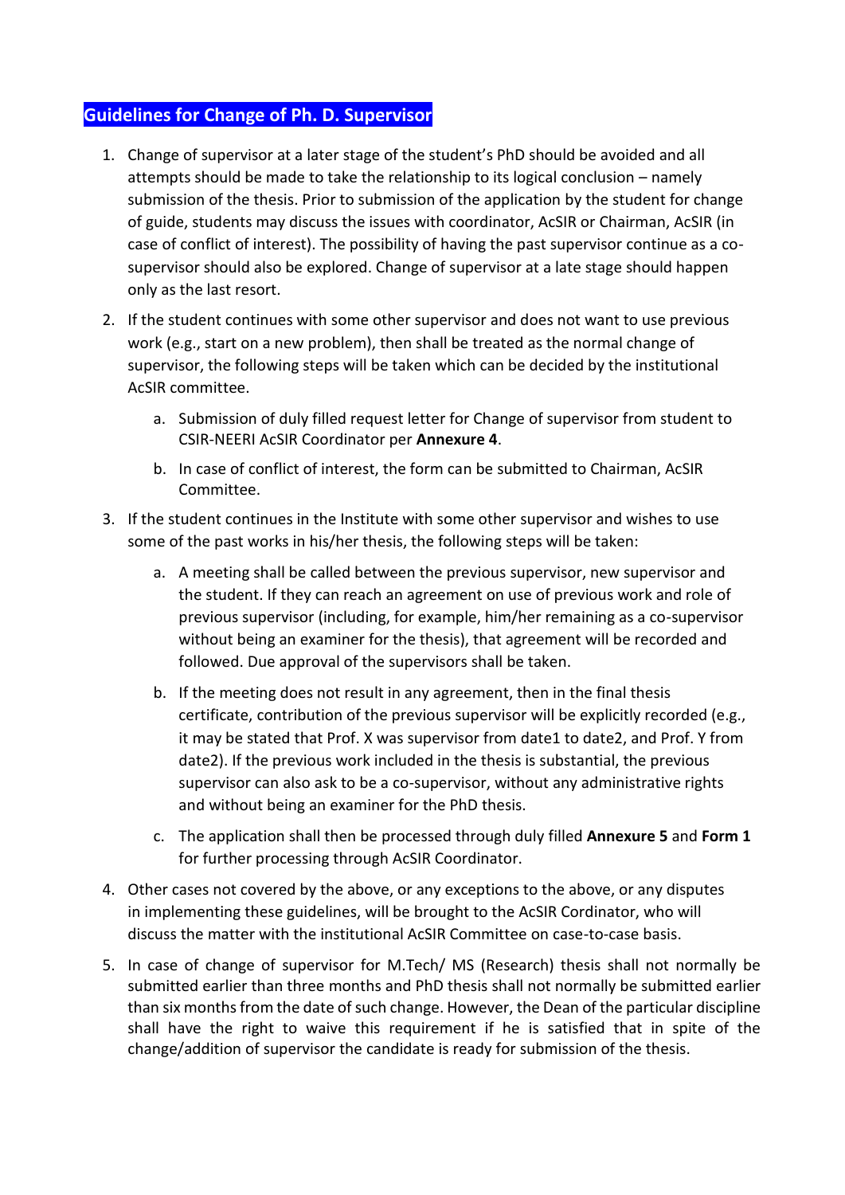## Guidelines for Change of Ph. D. Supervisor

1. Change of supervisor at a later stage of the student's PhD should be avoided and all attempts should be made to take the relationship to its logical conclusion – namely submission of the thesis. Prior to submission of the application by the student for change of guide, students may discuss the issues with coordinator, AcSIR or Chairman, AcSIR (in case of conflict of interest). The possibility of having the past supervisor continue as a co-supervisor should also be explored. Change of supervisor at a late stage should happen only as the last resort.

2. If the student continues with some other supervisor and does not want to use previous work (e.g., start on a new problem), then shall be treated as the normal change of supervisor, the following steps will be taken which can be decided by the institutional AcSIR committee.

   a. Submission of duly filled request letter for Change of supervisor from student to CSIR-NEERI AcSIR Coordinator per **Annexure 4**.

   b. In case of conflict of interest, the form can be submitted to Chairman, AcSIR Committee.

3. If the student continues in the Institute with some other supervisor and wishes to use some of the past works in his/her thesis, the following steps will be taken:

   a. A meeting shall be called between the previous supervisor, new supervisor and the student. If they can reach an agreement on use of previous work and role of previous supervisor (including, for example, him/her remaining as a co-supervisor without being an examiner for the thesis), that agreement will be recorded and followed. Due approval of the supervisors shall be taken.

   b. If the meeting does not result in any agreement, then in the final thesis certificate, contribution of the previous supervisor will be explicitly recorded (e.g., it may be stated that Prof. X was supervisor from date1 to date2, and Prof. Y from date2). If the previous work included in the thesis is substantial, the previous supervisor can also ask to be a co-supervisor, without any administrative rights and without being an examiner for the PhD thesis.

   c. The application shall then be processed through duly filled **Annexure 5** and **Form 1** for further processing through AcSIR Coordinator.

4. Other cases not covered by the above, or any exceptions to the above, or any disputes in implementing these guidelines, will be brought to the AcSIR Cordinator, who will discuss the matter with the institutional AcSIR Committee on case-to-case basis.

5. In case of change of supervisor for M.Tech/ MS (Research) thesis shall not normally be submitted earlier than three months and PhD thesis shall not normally be submitted earlier than six months from the date of such change. However, the Dean of the particular discipline shall have the right to waive this requirement if he is satisfied that in spite of the change/addition of supervisor the candidate is ready for submission of the thesis.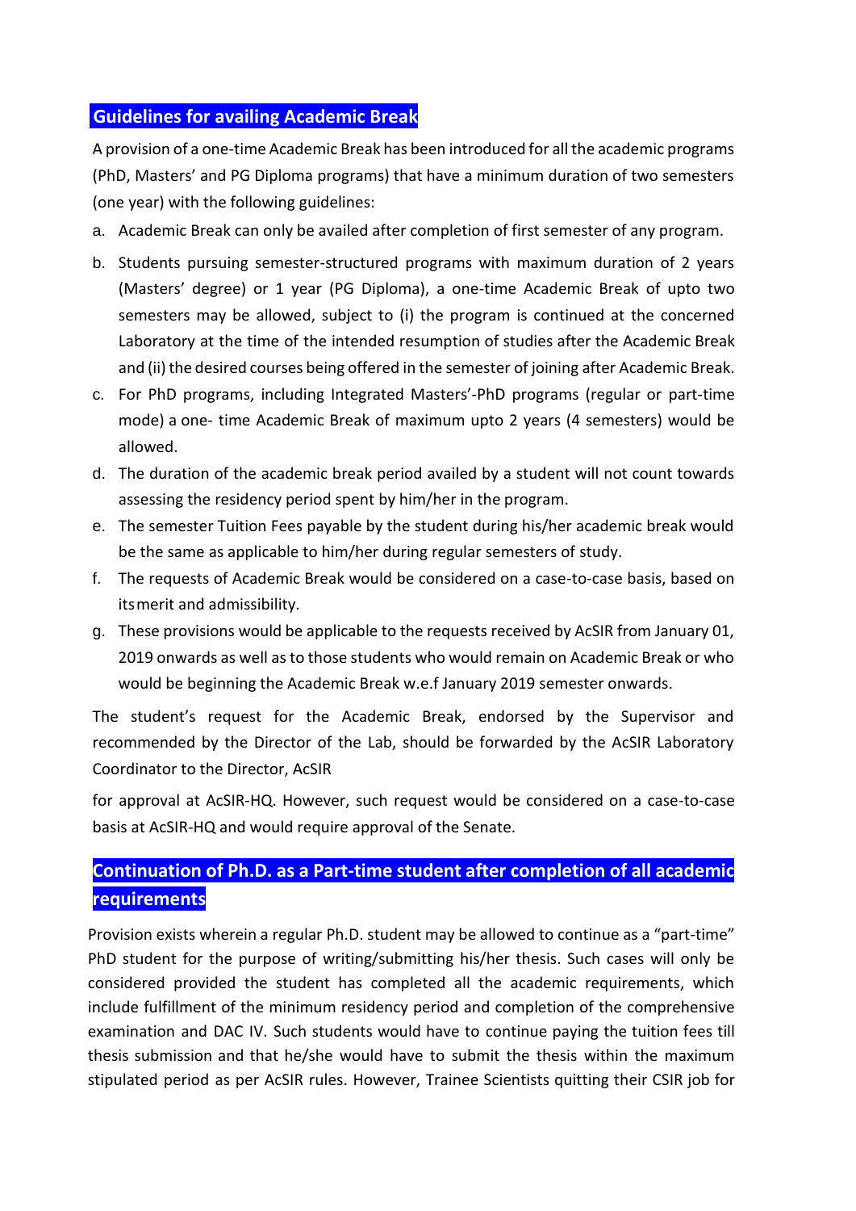## Guidelines for availing Academic Break

A provision of a one-time Academic Break has been introduced for all the academic programs (PhD, Masters' and PG Diploma programs) that have a minimum duration of two semesters (one year) with the following guidelines:

a. Academic Break can only be availed after completion of first semester of any program.

b. Students pursuing semester-structured programs with maximum duration of 2 years (Masters' degree) or 1 year (PG Diploma), a one-time Academic Break of upto two semesters may be allowed, subject to (i) the program is continued at the concerned Laboratory at the time of the intended resumption of studies after the Academic Break and (ii) the desired courses being offered in the semester of joining after Academic Break.

c. For PhD programs, including Integrated Masters'-PhD programs (regular or part-time mode) a one- time Academic Break of maximum upto 2 years (4 semesters) would be allowed.

d. The duration of the academic break period availed by a student will not count towards assessing the residency period spent by him/her in the program.

e. The semester Tuition Fees payable by the student during his/her academic break would be the same as applicable to him/her during regular semesters of study.

f. The requests of Academic Break would be considered on a case-to-case basis, based on its merit and admissibility.

g. These provisions would be applicable to the requests received by AcSIR from January 01, 2019 onwards as well as to those students who would remain on Academic Break or who would be beginning the Academic Break w.e.f January 2019 semester onwards.

The student's request for the Academic Break, endorsed by the Supervisor and recommended by the Director of the Lab, should be forwarded by the AcSIR Laboratory Coordinator to the Director, AcSIR

for approval at AcSIR-HQ. However, such request would be considered on a case-to-case basis at AcSIR-HQ and would require approval of the Senate.

## Continuation of Ph.D. as a Part-time student after completion of all academic requirements

Provision exists wherein a regular Ph.D. student may be allowed to continue as a "part-time" PhD student for the purpose of writing/submitting his/her thesis. Such cases will only be considered provided the student has completed all the academic requirements, which include fulfillment of the minimum residency period and completion of the comprehensive examination and DAC IV. Such students would have to continue paying the tuition fees till thesis submission and that he/she would have to submit the thesis within the maximum stipulated period as per AcSIR rules. However, Trainee Scientists quitting their CSIR job for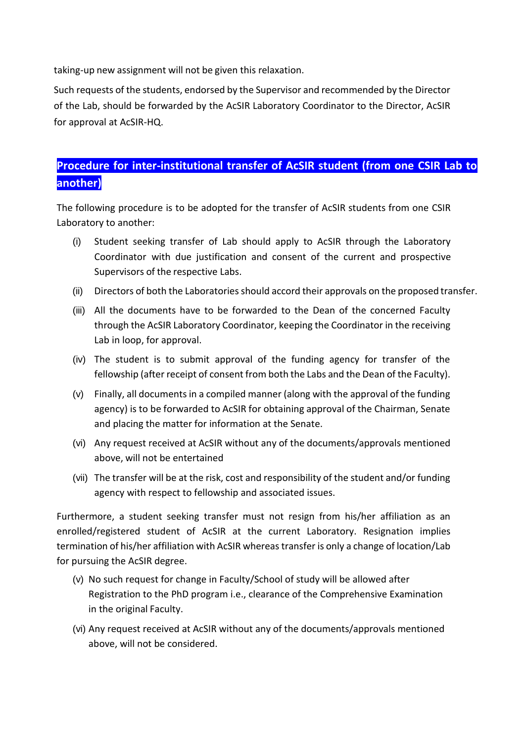taking-up new assignment will not be given this relaxation.

Such requests of the students, endorsed by the Supervisor and recommended by the Director of the Lab, should be forwarded by the AcSIR Laboratory Coordinator to the Director, AcSIR for approval at AcSIR-HQ.

## Procedure for inter-institutional transfer of AcSIR student (from one CSIR Lab to another)

The following procedure is to be adopted for the transfer of AcSIR students from one CSIR Laboratory to another:

(i) Student seeking transfer of Lab should apply to AcSIR through the Laboratory Coordinator with due justification and consent of the current and prospective Supervisors of the respective Labs.

(ii) Directors of both the Laboratories should accord their approvals on the proposed transfer.

(iii) All the documents have to be forwarded to the Dean of the concerned Faculty through the AcSIR Laboratory Coordinator, keeping the Coordinator in the receiving Lab in loop, for approval.

(iv) The student is to submit approval of the funding agency for transfer of the fellowship (after receipt of consent from both the Labs and the Dean of the Faculty).

(v) Finally, all documents in a compiled manner (along with the approval of the funding agency) is to be forwarded to AcSIR for obtaining approval of the Chairman, Senate and placing the matter for information at the Senate.

(vi) Any request received at AcSIR without any of the documents/approvals mentioned above, will not be entertained

(vii) The transfer will be at the risk, cost and responsibility of the student and/or funding agency with respect to fellowship and associated issues.

Furthermore, a student seeking transfer must not resign from his/her affiliation as an enrolled/registered student of AcSIR at the current Laboratory. Resignation implies termination of his/her affiliation with AcSIR whereas transfer is only a change of location/Lab for pursuing the AcSIR degree.

(v) No such request for change in Faculty/School of study will be allowed after Registration to the PhD program i.e., clearance of the Comprehensive Examination in the original Faculty.

(vi) Any request received at AcSIR without any of the documents/approvals mentioned above, will not be considered.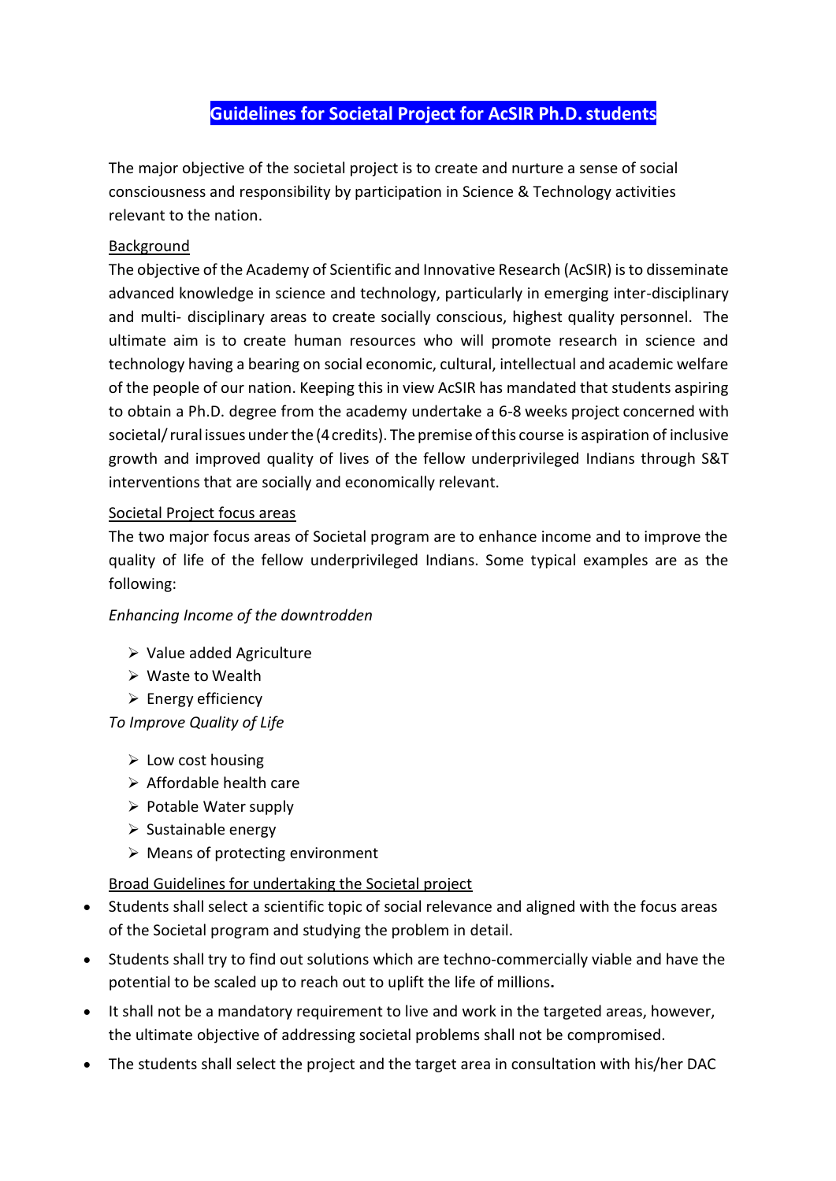# Guidelines for Societal Project for AcSIR Ph.D. students

The major objective of the societal project is to create and nurture a sense of social consciousness and responsibility by participation in Science & Technology activities relevant to the nation.

## Background

The objective of the Academy of Scientific and Innovative Research (AcSIR) is to disseminate advanced knowledge in science and technology, particularly in emerging inter-disciplinary and multi- disciplinary areas to create socially conscious, highest quality personnel. The ultimate aim is to create human resources who will promote research in science and technology having a bearing on social economic, cultural, intellectual and academic welfare of the people of our nation. Keeping this in view AcSIR has mandated that students aspiring to obtain a Ph.D. degree from the academy undertake a 6-8 weeks project concerned with societal/ rural issues under the (4 credits). The premise of this course is aspiration of inclusive growth and improved quality of lives of the fellow underprivileged Indians through S&T interventions that are socially and economically relevant.

## Societal Project focus areas

The two major focus areas of Societal program are to enhance income and to improve the quality of life of the fellow underprivileged Indians. Some typical examples are as the following:

*Enhancing Income of the downtrodden*

- Value added Agriculture
- Waste to Wealth
- Energy efficiency

*To Improve Quality of Life*

- Low cost housing
- Affordable health care
- Potable Water supply
- Sustainable energy
- Means of protecting environment

## Broad Guidelines for undertaking the Societal project

- Students shall select a scientific topic of social relevance and aligned with the focus areas of the Societal program and studying the problem in detail.
- Students shall try to find out solutions which are techno-commercially viable and have the potential to be scaled up to reach out to uplift the life of millions**.**
- It shall not be a mandatory requirement to live and work in the targeted areas, however, the ultimate objective of addressing societal problems shall not be compromised.
- The students shall select the project and the target area in consultation with his/her DAC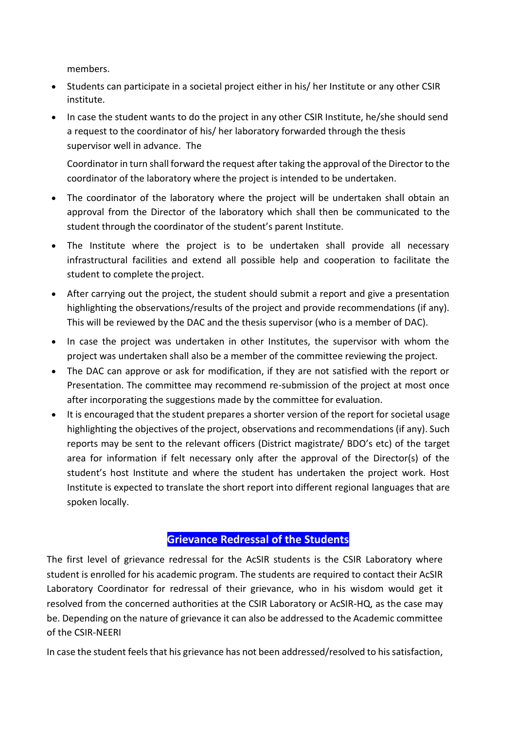members.

- Students can participate in a societal project either in his/ her Institute or any other CSIR institute.
- In case the student wants to do the project in any other CSIR Institute, he/she should send a request to the coordinator of his/ her laboratory forwarded through the thesis supervisor well in advance. The

  Coordinator in turn shall forward the request after taking the approval of the Director to the coordinator of the laboratory where the project is intended to be undertaken.
- The coordinator of the laboratory where the project will be undertaken shall obtain an approval from the Director of the laboratory which shall then be communicated to the student through the coordinator of the student's parent Institute.
- The Institute where the project is to be undertaken shall provide all necessary infrastructural facilities and extend all possible help and cooperation to facilitate the student to complete the project.
- After carrying out the project, the student should submit a report and give a presentation highlighting the observations/results of the project and provide recommendations (if any). This will be reviewed by the DAC and the thesis supervisor (who is a member of DAC).
- In case the project was undertaken in other Institutes, the supervisor with whom the project was undertaken shall also be a member of the committee reviewing the project.
- The DAC can approve or ask for modification, if they are not satisfied with the report or Presentation. The committee may recommend re-submission of the project at most once after incorporating the suggestions made by the committee for evaluation.
- It is encouraged that the student prepares a shorter version of the report for societal usage highlighting the objectives of the project, observations and recommendations (if any). Such reports may be sent to the relevant officers (District magistrate/ BDO's etc) of the target area for information if felt necessary only after the approval of the Director(s) of the student's host Institute and where the student has undertaken the project work. Host Institute is expected to translate the short report into different regional languages that are spoken locally.

## Grievance Redressal of the Students

The first level of grievance redressal for the AcSIR students is the CSIR Laboratory where student is enrolled for his academic program. The students are required to contact their AcSIR Laboratory Coordinator for redressal of their grievance, who in his wisdom would get it resolved from the concerned authorities at the CSIR Laboratory or AcSIR-HQ, as the case may be. Depending on the nature of grievance it can also be addressed to the Academic committee of the CSIR-NEERI

In case the student feels that his grievance has not been addressed/resolved to his satisfaction,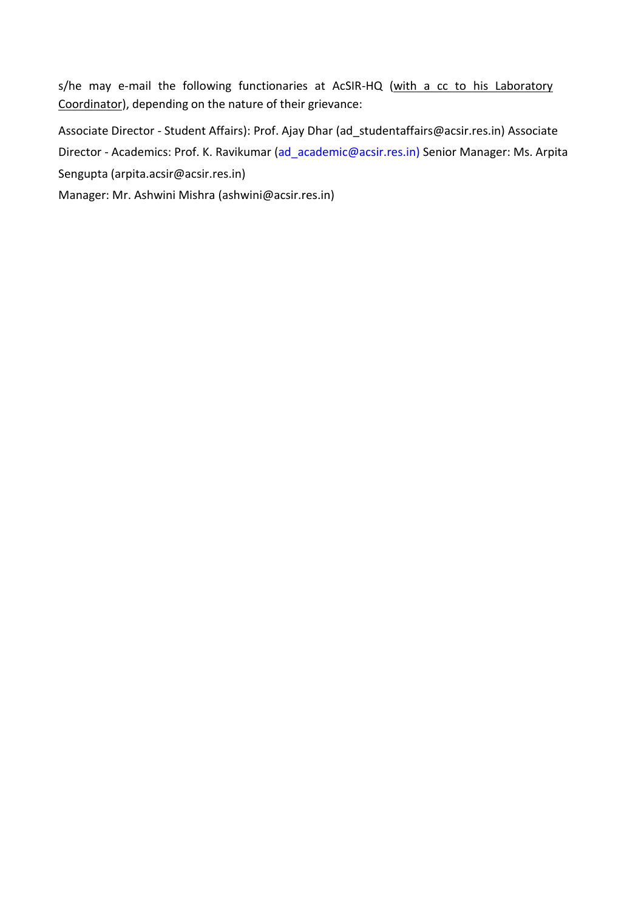s/he may e-mail the following functionaries at AcSIR-HQ (with a cc to his Laboratory Coordinator), depending on the nature of their grievance:

Associate Director - Student Affairs): Prof. Ajay Dhar (ad_studentaffairs@acsir.res.in) Associate Director - Academics: Prof. K. Ravikumar (ad_academic@acsir.res.in) Senior Manager: Ms. Arpita Sengupta (arpita.acsir@acsir.res.in)

Manager: Mr. Ashwini Mishra (ashwini@acsir.res.in)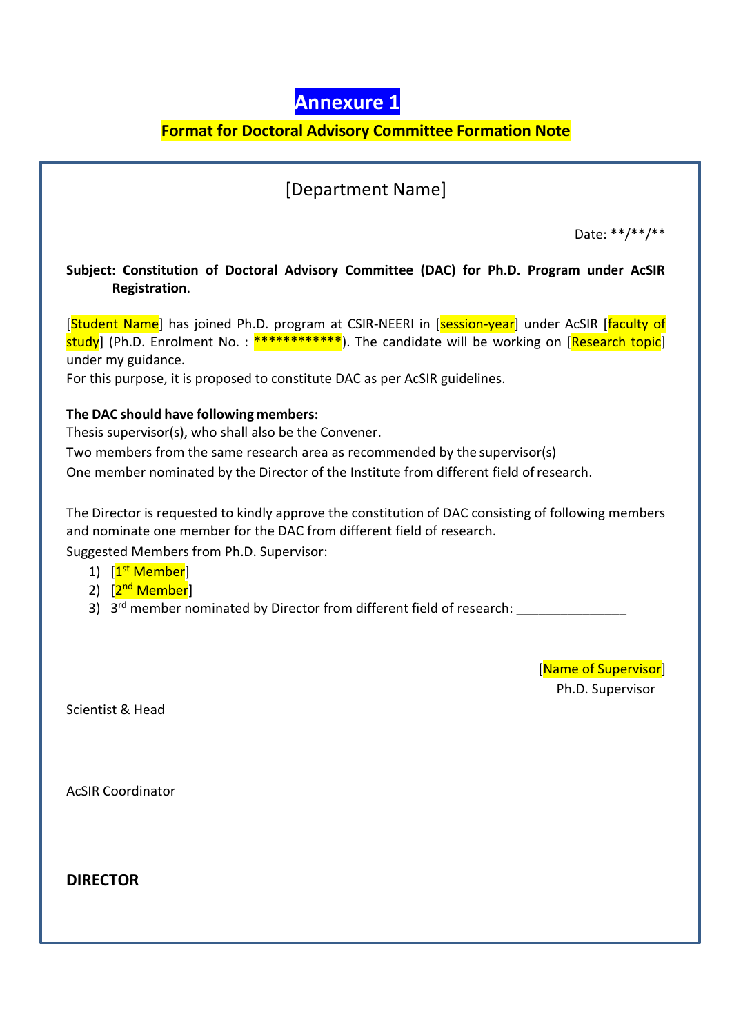# Annexure 1

## Format for Doctoral Advisory Committee Formation Note

[Department Name]

Date: **/**/**

**Subject: Constitution of Doctoral Advisory Committee (DAC) for Ph.D. Program under AcSIR Registration**.

[Student Name] has joined Ph.D. program at CSIR-NEERI in [session-year] under AcSIR [faculty of study] (Ph.D. Enrolment No. : ************). The candidate will be working on [Research topic] under my guidance.

For this purpose, it is proposed to constitute DAC as per AcSIR guidelines.

**The DAC should have following members:**

Thesis supervisor(s), who shall also be the Convener.

Two members from the same research area as recommended by the supervisor(s)

One member nominated by the Director of the Institute from different field of research.

The Director is requested to kindly approve the constitution of DAC consisting of following members and nominate one member for the DAC from different field of research.

Suggested Members from Ph.D. Supervisor:

1) [1st Member]
2) [2nd Member]
3) 3rd member nominated by Director from different field of research: _______________

[Name of Supervisor]
Ph.D. Supervisor

Scientist & Head

AcSIR Coordinator

**DIRECTOR**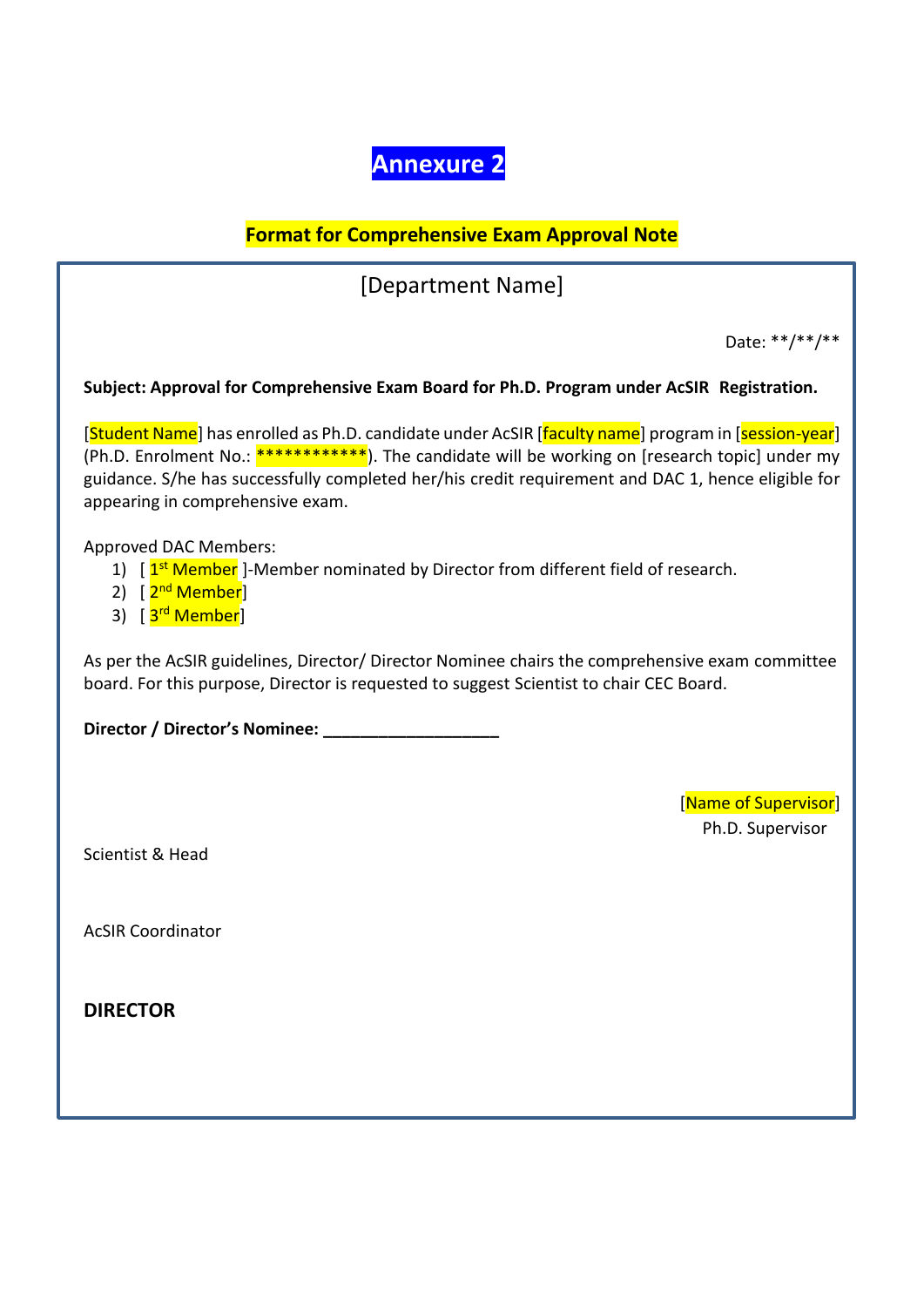# Annexure 2

## Format for Comprehensive Exam Approval Note

[Department Name]

Date: **/**/**

**Subject: Approval for Comprehensive Exam Board for Ph.D. Program under AcSIR Registration.**

[Student Name] has enrolled as Ph.D. candidate under AcSIR [faculty name] program in [session-year] (Ph.D. Enrolment No.: ************). The candidate will be working on [research topic] under my guidance. S/he has successfully completed her/his credit requirement and DAC 1, hence eligible for appearing in comprehensive exam.

Approved DAC Members:

1) [ 1st Member ]-Member nominated by Director from different field of research.
2) [ 2nd Member]
3) [ 3rd Member]

As per the AcSIR guidelines, Director/ Director Nominee chairs the comprehensive exam committee board. For this purpose, Director is requested to suggest Scientist to chair CEC Board.

**Director / Director's Nominee: ___________________**

[Name of Supervisor]
Ph.D. Supervisor

Scientist & Head

AcSIR Coordinator

**DIRECTOR**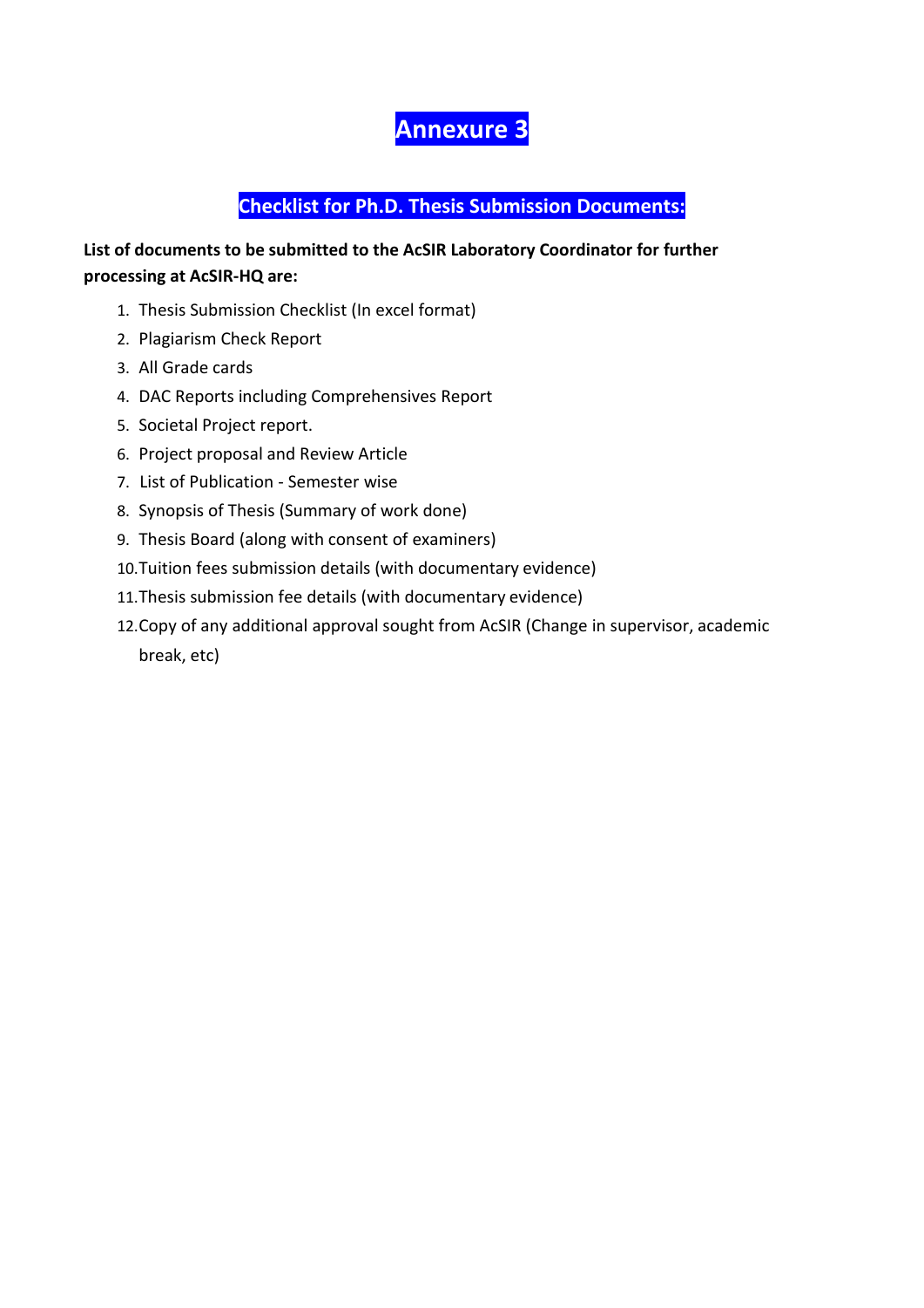# Annexure 3

## Checklist for Ph.D. Thesis Submission Documents:

**List of documents to be submitted to the AcSIR Laboratory Coordinator for further processing at AcSIR-HQ are:**

1. Thesis Submission Checklist (In excel format)
2. Plagiarism Check Report
3. All Grade cards
4. DAC Reports including Comprehensives Report
5. Societal Project report.
6. Project proposal and Review Article
7. List of Publication - Semester wise
8. Synopsis of Thesis (Summary of work done)
9. Thesis Board (along with consent of examiners)
10. Tuition fees submission details (with documentary evidence)
11. Thesis submission fee details (with documentary evidence)
12. Copy of any additional approval sought from AcSIR (Change in supervisor, academic break, etc)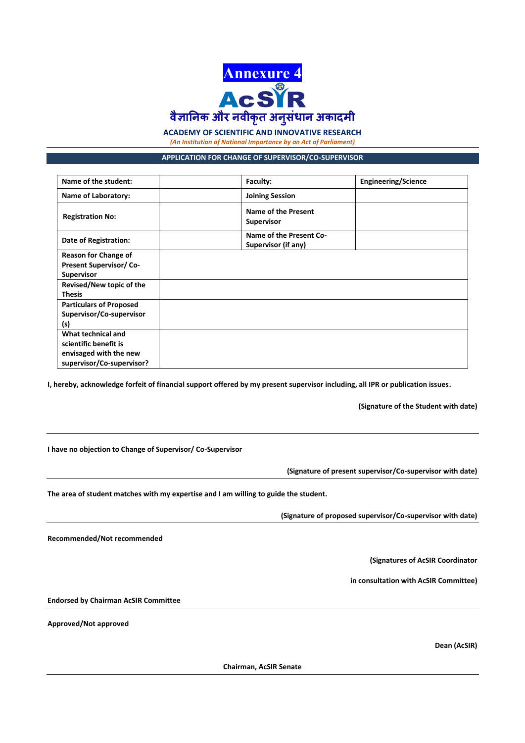**Annexure 4**

**AcSIR**

**वैज्ञानिक और नवीकृत अनुसंधान अकादमी**

**ACADEMY OF SCIENTIFIC AND INNOVATIVE RESEARCH**

*(An Institution of National Importance by an Act of Parliament)*

## APPLICATION FOR CHANGE OF SUPERVISOR/CO-SUPERVISOR

| **Name of the student:** | | **Faculty:** | **Engineering/Science** |
|---|---|---|---|
| **Name of Laboratory:** | | **Joining Session** | |
| **Registration No:** | | **Name of the Present Supervisor** | |
| **Date of Registration:** | | **Name of the Present Co-Supervisor (if any)** | |
| **Reason for Change of Present Supervisor/ Co-Supervisor** | | | |
| **Revised/New topic of the Thesis** | | | |
| **Particulars of Proposed Supervisor/Co-supervisor (s)** | | | |
| **What technical and scientific benefit is envisaged with the new supervisor/Co-supervisor?** | | | |

**I, hereby, acknowledge forfeit of financial support offered by my present supervisor including, all IPR or publication issues.**

**(Signature of the Student with date)**

---

**I have no objection to Change of Supervisor/ Co-Supervisor**

**(Signature of present supervisor/Co-supervisor with date)**

---

**The area of student matches with my expertise and I am willing to guide the student.**

**(Signature of proposed supervisor/Co-supervisor with date)**

---

**Recommended/Not recommended**

**(Signatures of AcSIR Coordinator**

**in consultation with AcSIR Committee)**

**Endorsed by Chairman AcSIR Committee**

---

**Approved/Not approved**

**Dean (AcSIR)**

**Chairman, AcSIR Senate**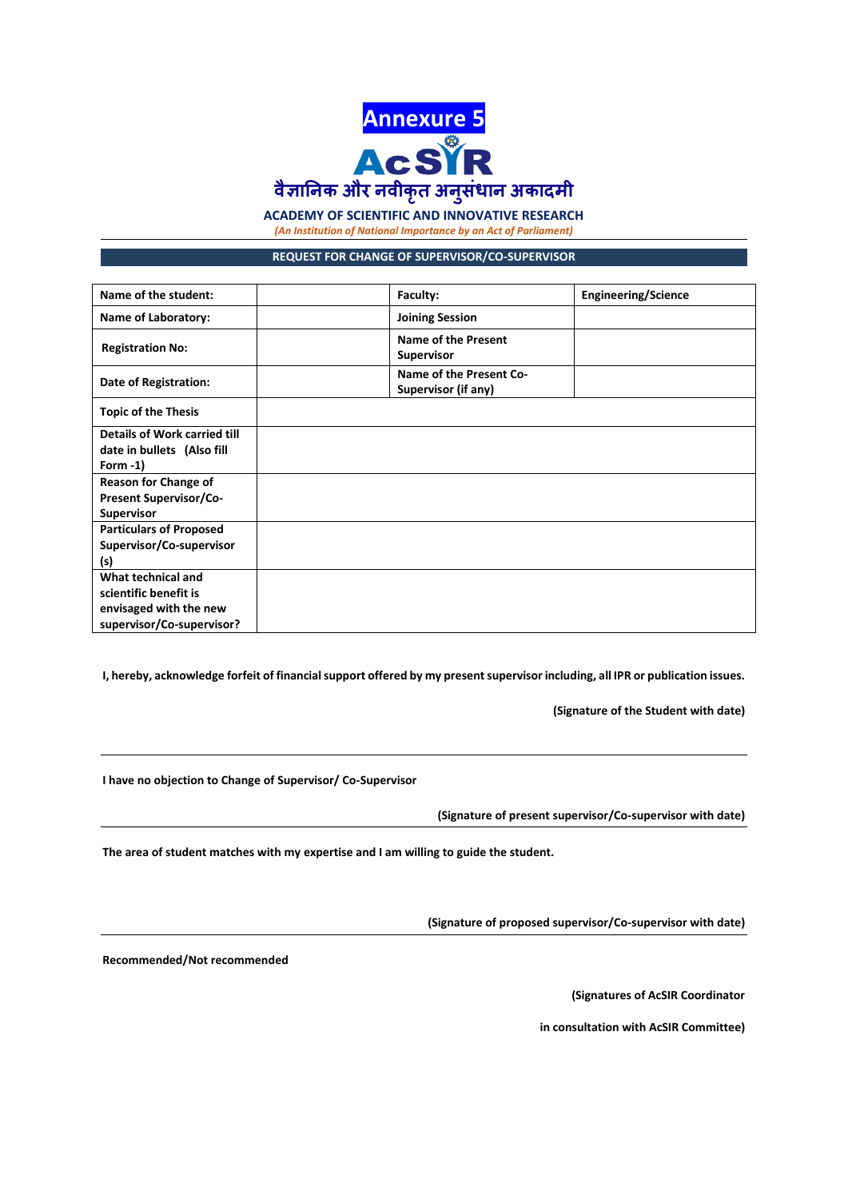**Annexure 5**

**AcSIR**

**वैज्ञानिक और नवीकृत अनुसंधान अकादमी**

**ACADEMY OF SCIENTIFIC AND INNOVATIVE RESEARCH**

*(An Institution of National Importance by an Act of Parliament)*

## REQUEST FOR CHANGE OF SUPERVISOR/CO-SUPERVISOR

| **Name of the student:** | | **Faculty:** | **Engineering/Science** |
|---|---|---|---|
| **Name of Laboratory:** | | **Joining Session** | |
| **Registration No:** | | **Name of the Present Supervisor** | |
| **Date of Registration:** | | **Name of the Present Co-Supervisor (if any)** | |
| **Topic of the Thesis** | | | |
| **Details of Work carried till date in bullets (Also fill Form -1)** | | | |
| **Reason for Change of Present Supervisor/Co-Supervisor** | | | |
| **Particulars of Proposed Supervisor/Co-supervisor (s)** | | | |
| **What technical and scientific benefit is envisaged with the new supervisor/Co-supervisor?** | | | |

**I, hereby, acknowledge forfeit of financial support offered by my present supervisor including, all IPR or publication issues.**

**(Signature of the Student with date)**

---

**I have no objection to Change of Supervisor/ Co-Supervisor**

**(Signature of present supervisor/Co-supervisor with date)**

---

**The area of student matches with my expertise and I am willing to guide the student.**

**(Signature of proposed supervisor/Co-supervisor with date)**

---

**Recommended/Not recommended**

**(Signatures of AcSIR Coordinator**

**in consultation with AcSIR Committee)**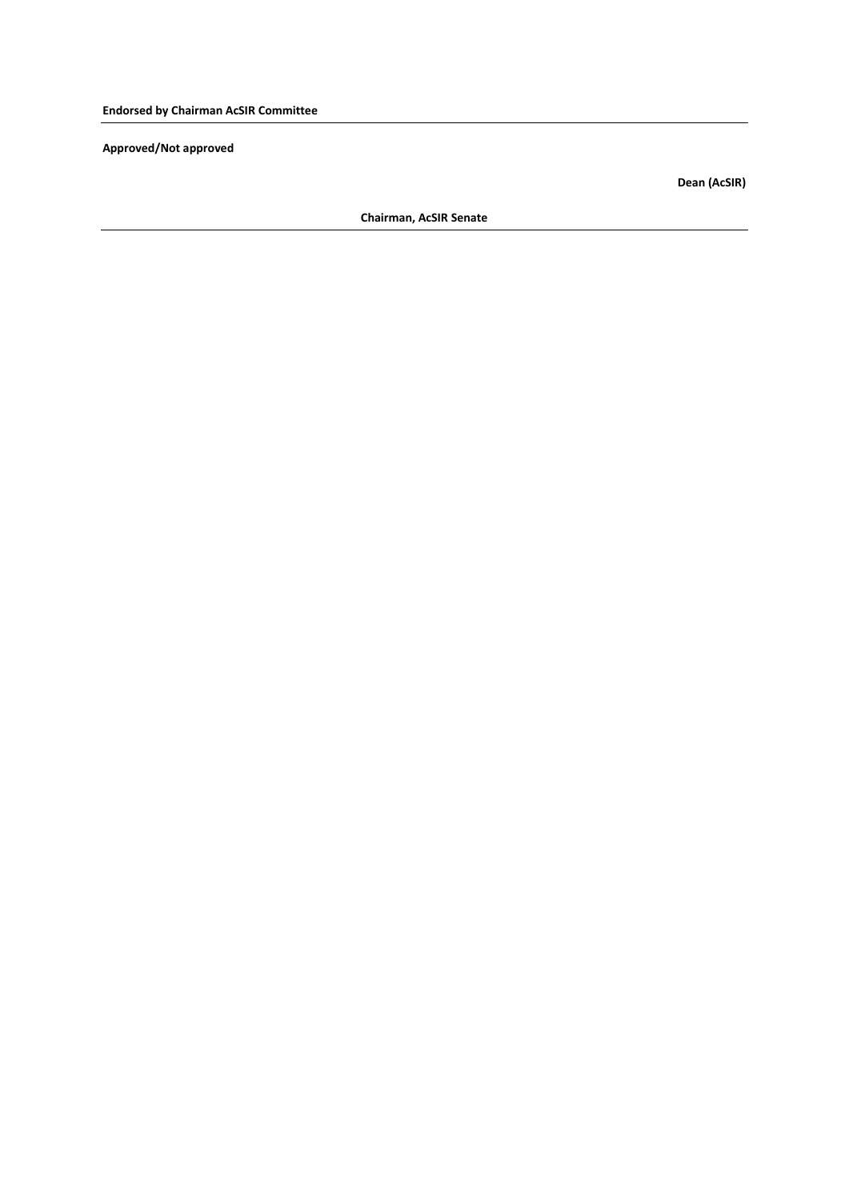**Endorsed by Chairman AcSIR Committee**

---

**Approved/Not approved**

**Dean (AcSIR)**

**Chairman, AcSIR Senate**

---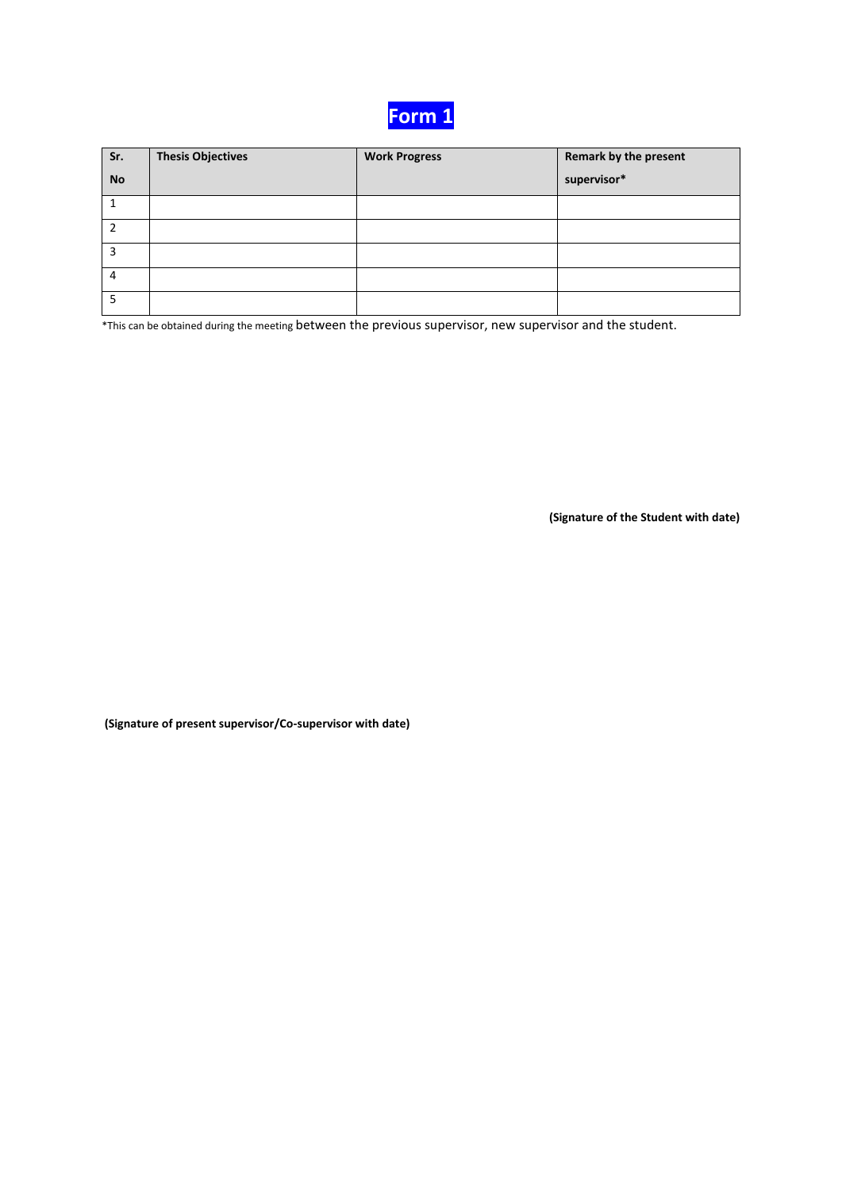# Form 1

| Sr. No | Thesis Objectives | Work Progress | Remark by the present supervisor* |
|---|---|---|---|
| 1 | | | |
| 2 | | | |
| 3 | | | |
| 4 | | | |
| 5 | | | |

*This can be obtained during the meeting between the previous supervisor, new supervisor and the student.

**(Signature of the Student with date)**

**(Signature of present supervisor/Co-supervisor with date)**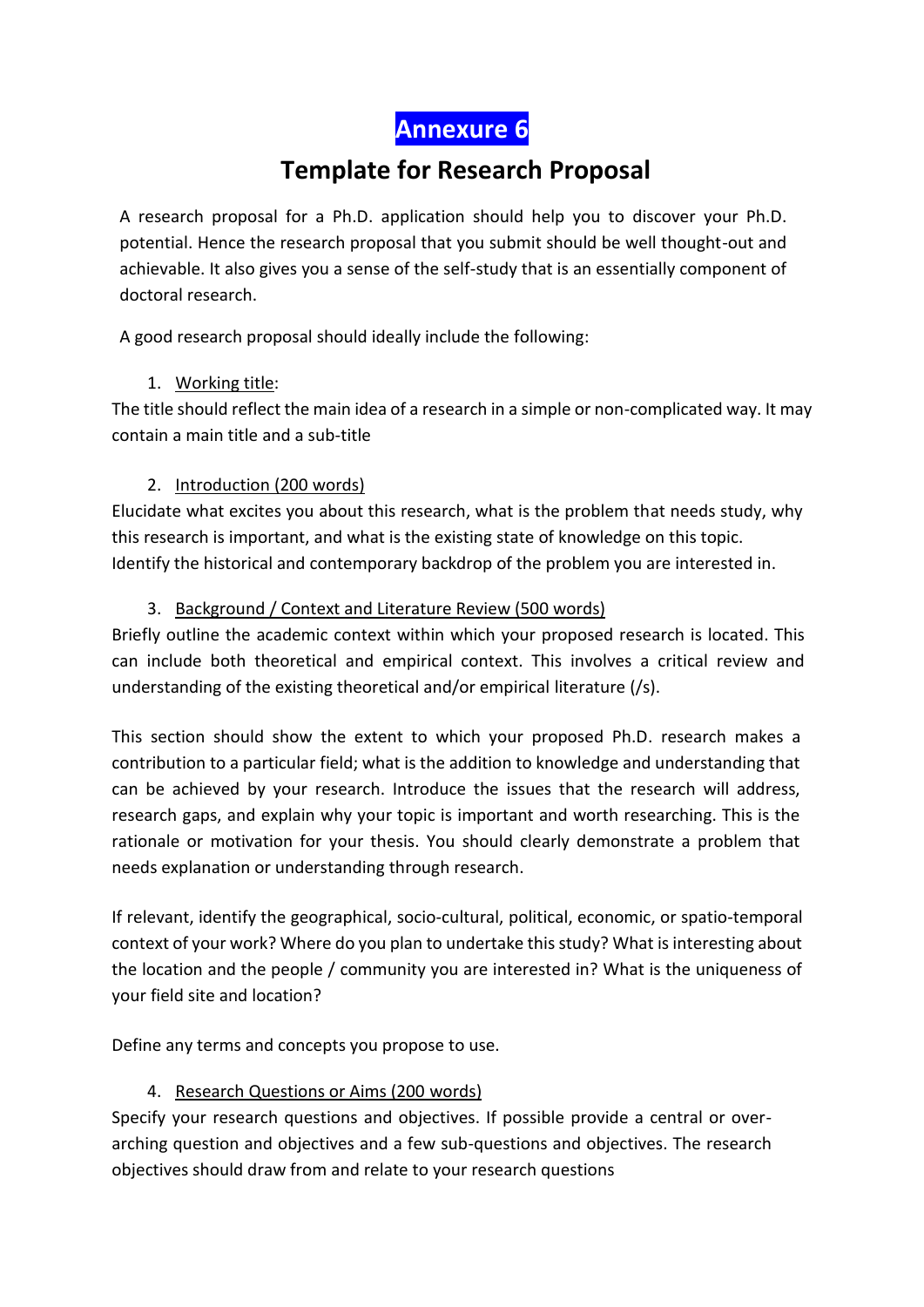# Annexure 6

## Template for Research Proposal

A research proposal for a Ph.D. application should help you to discover your Ph.D. potential. Hence the research proposal that you submit should be well thought-out and achievable. It also gives you a sense of the self-study that is an essentially component of doctoral research.

A good research proposal should ideally include the following:

1. Working title:

The title should reflect the main idea of a research in a simple or non-complicated way. It may contain a main title and a sub-title

2. Introduction (200 words)

Elucidate what excites you about this research, what is the problem that needs study, why this research is important, and what is the existing state of knowledge on this topic. Identify the historical and contemporary backdrop of the problem you are interested in.

3. Background / Context and Literature Review (500 words)

Briefly outline the academic context within which your proposed research is located. This can include both theoretical and empirical context. This involves a critical review and understanding of the existing theoretical and/or empirical literature (/s).

This section should show the extent to which your proposed Ph.D. research makes a contribution to a particular field; what is the addition to knowledge and understanding that can be achieved by your research. Introduce the issues that the research will address, research gaps, and explain why your topic is important and worth researching. This is the rationale or motivation for your thesis. You should clearly demonstrate a problem that needs explanation or understanding through research.

If relevant, identify the geographical, socio-cultural, political, economic, or spatio-temporal context of your work? Where do you plan to undertake this study? What is interesting about the location and the people / community you are interested in? What is the uniqueness of your field site and location?

Define any terms and concepts you propose to use.

4. Research Questions or Aims (200 words)

Specify your research questions and objectives. If possible provide a central or over-arching question and objectives and a few sub-questions and objectives. The research objectives should draw from and relate to your research questions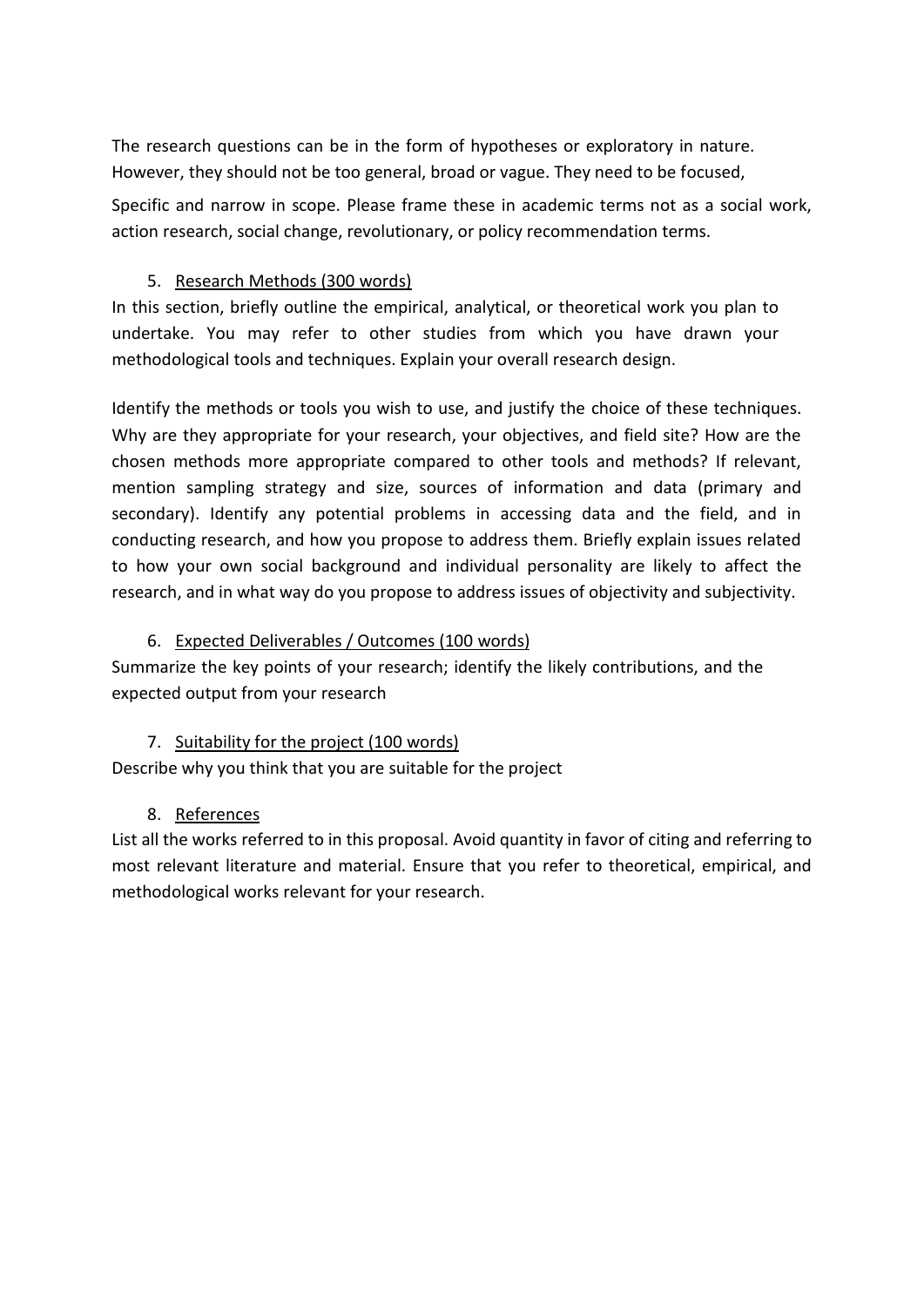The research questions can be in the form of hypotheses or exploratory in nature. However, they should not be too general, broad or vague. They need to be focused, Specific and narrow in scope. Please frame these in academic terms not as a social work, action research, social change, revolutionary, or policy recommendation terms.

5. Research Methods (300 words)

In this section, briefly outline the empirical, analytical, or theoretical work you plan to undertake. You may refer to other studies from which you have drawn your methodological tools and techniques. Explain your overall research design.

Identify the methods or tools you wish to use, and justify the choice of these techniques. Why are they appropriate for your research, your objectives, and field site? How are the chosen methods more appropriate compared to other tools and methods? If relevant, mention sampling strategy and size, sources of information and data (primary and secondary). Identify any potential problems in accessing data and the field, and in conducting research, and how you propose to address them. Briefly explain issues related to how your own social background and individual personality are likely to affect the research, and in what way do you propose to address issues of objectivity and subjectivity.

6. Expected Deliverables / Outcomes (100 words)

Summarize the key points of your research; identify the likely contributions, and the expected output from your research

7. Suitability for the project (100 words)

Describe why you think that you are suitable for the project

8. References

List all the works referred to in this proposal. Avoid quantity in favor of citing and referring to most relevant literature and material. Ensure that you refer to theoretical, empirical, and methodological works relevant for your research.